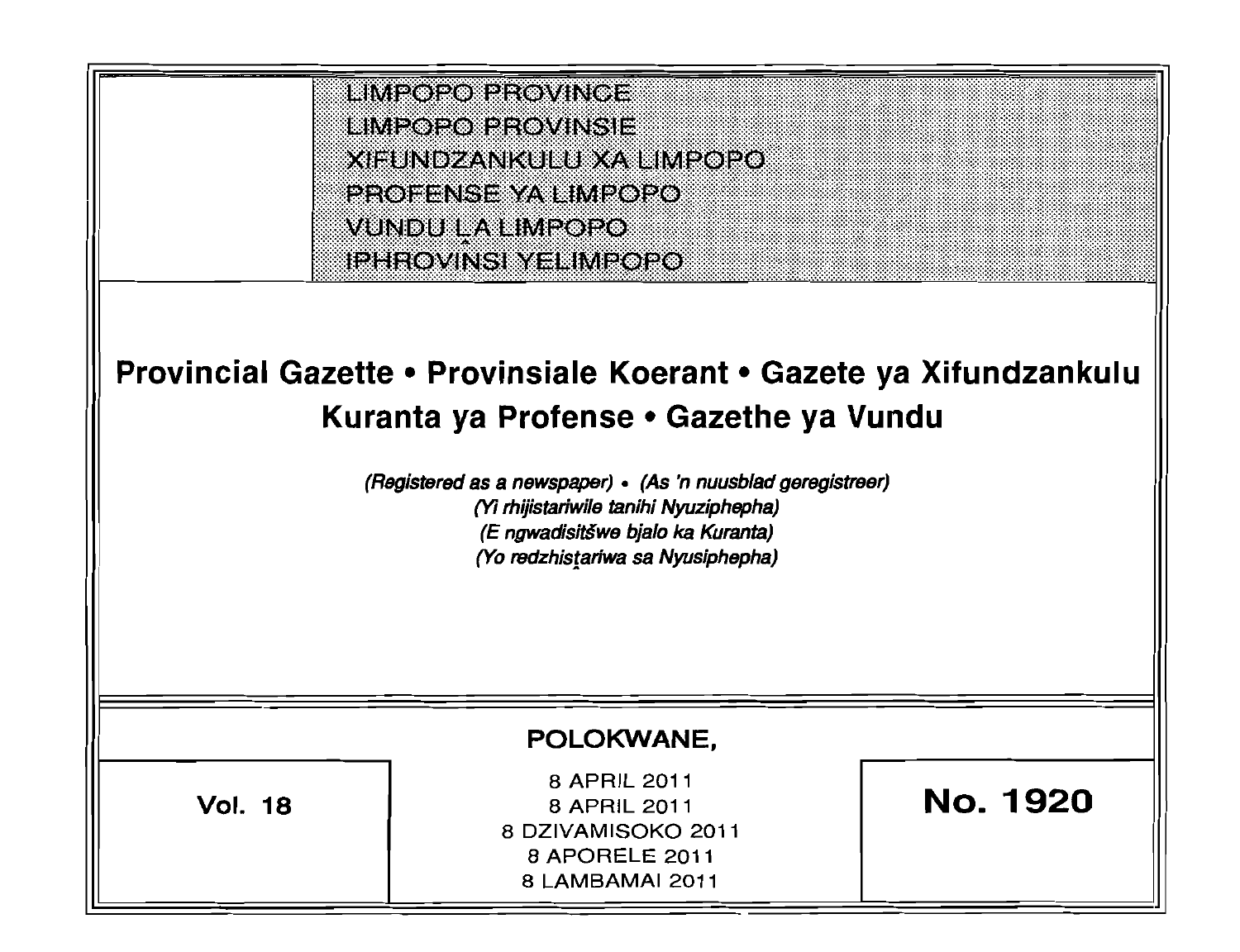LIMPOPO PROVINCE
LIMPOPO PROVINSIE
XIFUNDZANKULU XA LIMPOPO
PROFENSE YA LIMPOPO
VUNDU LA LIMPOPO
IPHROVINSI YELIMPOPO

# Provincial Gazette • Provinsiale Koerant • Gazete ya Xifundzankulu Kuranta ya Profense • Gazethe ya Vundu

*(Registered as a newspaper) • (As 'n nuusblad geregistreer)*
*(Yi rhijistariwile tanihi Nyuziphepha)*
*(E ngwadisitšwe bjalo ka Kuranta)*
*(Yo redzhistariwa sa Nyusiphepha)*

**POLOKWANE,**

**Vol. 18**

8 APRIL 2011
8 APRIL 2011
8 DZIVAMISOKO 2011
8 APORELE 2011
8 LAMBAMAI 2011

**No. 1920**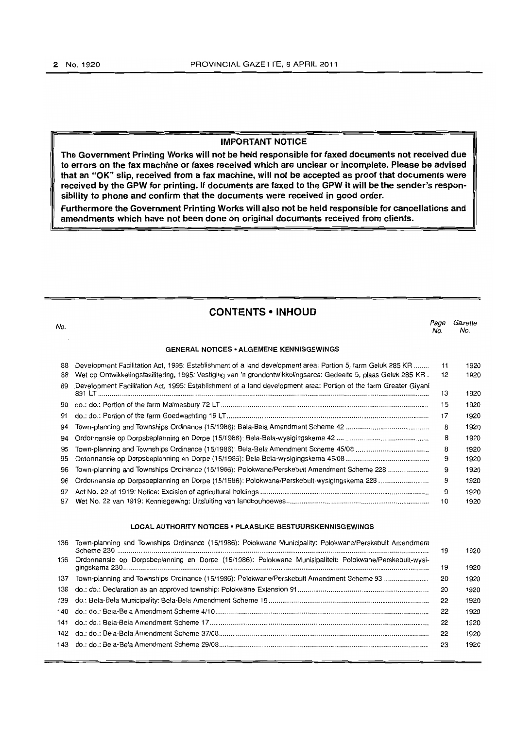## IMPORTANT NOTICE

**The Government Printing Works will not be held responsible for faxed documents not received due to errors on the fax machine or faxes received which are unclear or incomplete. Please be advised that an "OK" slip, received from a fax machine, will not be accepted as proof that documents were received by the GPW for printing. If documents are faxed to the GPW it will be the sender's responsibility to phone and confirm that the documents were received in good order.**

**Furthermore the Government Printing Works will also not be held responsible for cancellations and amendments which have not been done on original documents received from clients.**

## CONTENTS • INHOUD

| No. | | Page No. | Gazette No. |
|---|---|---|---|
| | **GENERAL NOTICES • ALGEMENE KENNISGEWINGS** | | |
| 88 | Development Facilitation Act, 1995: Establishment of a land development area: Portion 5, farm Geluk 285 KR | 11 | 1920 |
| 88 | Wet op Ontwikkelingsfasilitering, 1995: Vestiging van 'n grondontwikkelingsarea: Gedeelte 5, plaas Geluk 285 KR | 12 | 1920 |
| 89 | Development Facilitation Act, 1995: Establishment of a land development area: Portion of the farm Greater Giyani 891 LT | 13 | 1920 |
| 90 | do.: do.: Portion of the farm Malmesbury 72 LT | 15 | 1920 |
| 91 | do.: do.: Portion of the farm Goedwachting 19 LT | 17 | 1920 |
| 94 | Town-planning and Townships Ordinance (15/1986): Bela-Bela Amendment Scheme 42 | 8 | 1920 |
| 94 | Ordonnansie op Dorpsbeplanning en Dorpe (15/1986): Bela-Bela-wysigingskema 42 | 8 | 1920 |
| 95 | Town-planning and Townships Ordinance (15/1986): Bela-Bela Amendment Scheme 45/08 | 8 | 1920 |
| 95 | Ordonnansie op Dorpsbeplanning en Dorpe (15/1986): Bela-Bela-wysigingskema 45/08 | 9 | 1920 |
| 96 | Town-planning and Townships Ordinance (15/1986): Polokwane/Perskebult Amendment Scheme 228 | 9 | 1920 |
| 96 | Ordonnansie op Dorpsbeplanning en Dorpe (15/1986): Polokwane/Perskebult-wysigingskema 228 | 9 | 1920 |
| 97 | Act No. 22 of 1919: Notice: Excision of agricultural holdings | 9 | 1920 |
| 97 | Wet No. 22 van 1919: Kennisgewing: Uitsluiting van landbouhoewes | 10 | 1920 |
| | **LOCAL AUTHORITY NOTICES • PLAASLIKE BESTUURSKENNISGEWINGS** | | |
| 136 | Town-planning and Townships Ordinance (15/1986): Polokwane Municipality: Polokwane/Perskebult Amendment Scheme 230 | 19 | 1920 |
| 136 | Ordonnansie op Dorpsbeplanning en Dorpe (15/1986): Polokwane Munisipaliteit: Polokwane/Perskebult-wysigingskema 230 | 19 | 1920 |
| 137 | Town-planning and Townships Ordinance (15/1986): Polokwane/Perskebult Amendment Scheme 93 | 20 | 1920 |
| 138 | do.: do.: Declaration as an approved township: Polokwane Extension 91 | 20 | 1920 |
| 139 | do.: Bela-Bela Municipality: Bela-Bela Amendment Scheme 19 | 22 | 1920 |
| 140 | do.: do.: Bela-Bela Amendment Scheme 4/10 | 22 | 1920 |
| 141 | do.: do.: Bela-Bela Amendment Scheme 17 | 22 | 1920 |
| 142 | do.: do.: Bela-Bela Amendment Scheme 37/08 | 22 | 1920 |
| 143 | do.: do.: Bela-Bela Amendment Scheme 29/08 | 23 | 1920 |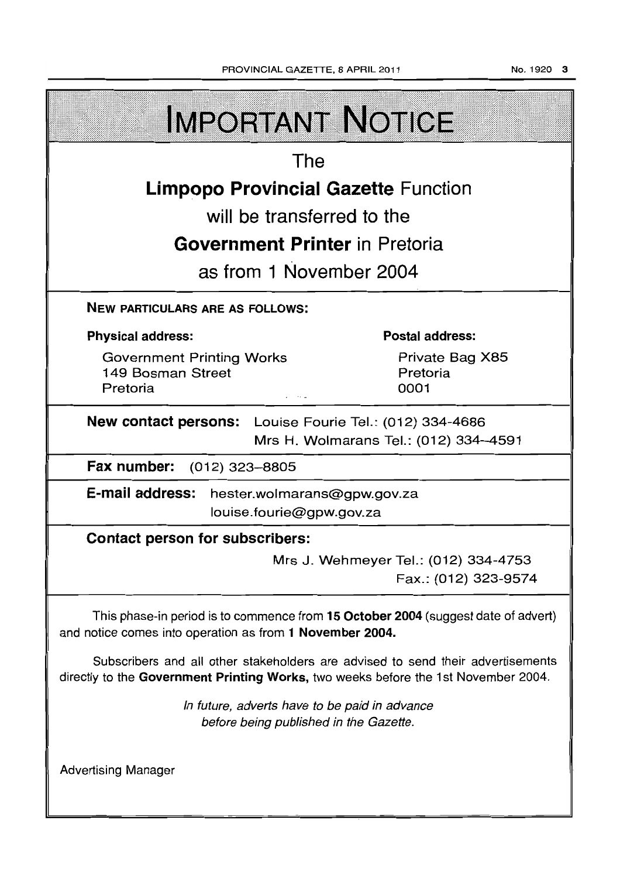# IMPORTANT NOTICE

## The

## **Limpopo Provincial Gazette** Function

## will be transferred to the

## **Government Printer** in Pretoria

## as from 1 November 2004

**NEW PARTICULARS ARE AS FOLLOWS:**

| **Physical address:** | **Postal address:** |
|---|---|
| Government Printing Works<br>149 Bosman Street<br>Pretoria | Private Bag X85<br>Pretoria<br>0001 |

**New contact persons:** Louise Fourie Tel.: (012) 334-4686
Mrs H. Wolmarans Tel.: (012) 334-4591

**Fax number:** (012) 323-8805

**E-mail address:** hester.wolmarans@gpw.gov.za
louise.fourie@gpw.gov.za

**Contact person for subscribers:**

Mrs J. Wehmeyer Tel.: (012) 334-4753
Fax.: (012) 323-9574

This phase-in period is to commence from **15 October 2004** (suggest date of advert) and notice comes into operation as from **1 November 2004.**

Subscribers and all other stakeholders are advised to send their advertisements directly to the **Government Printing Works,** two weeks before the 1st November 2004.

*In future, adverts have to be paid in advance before being published in the Gazette.*

Advertising Manager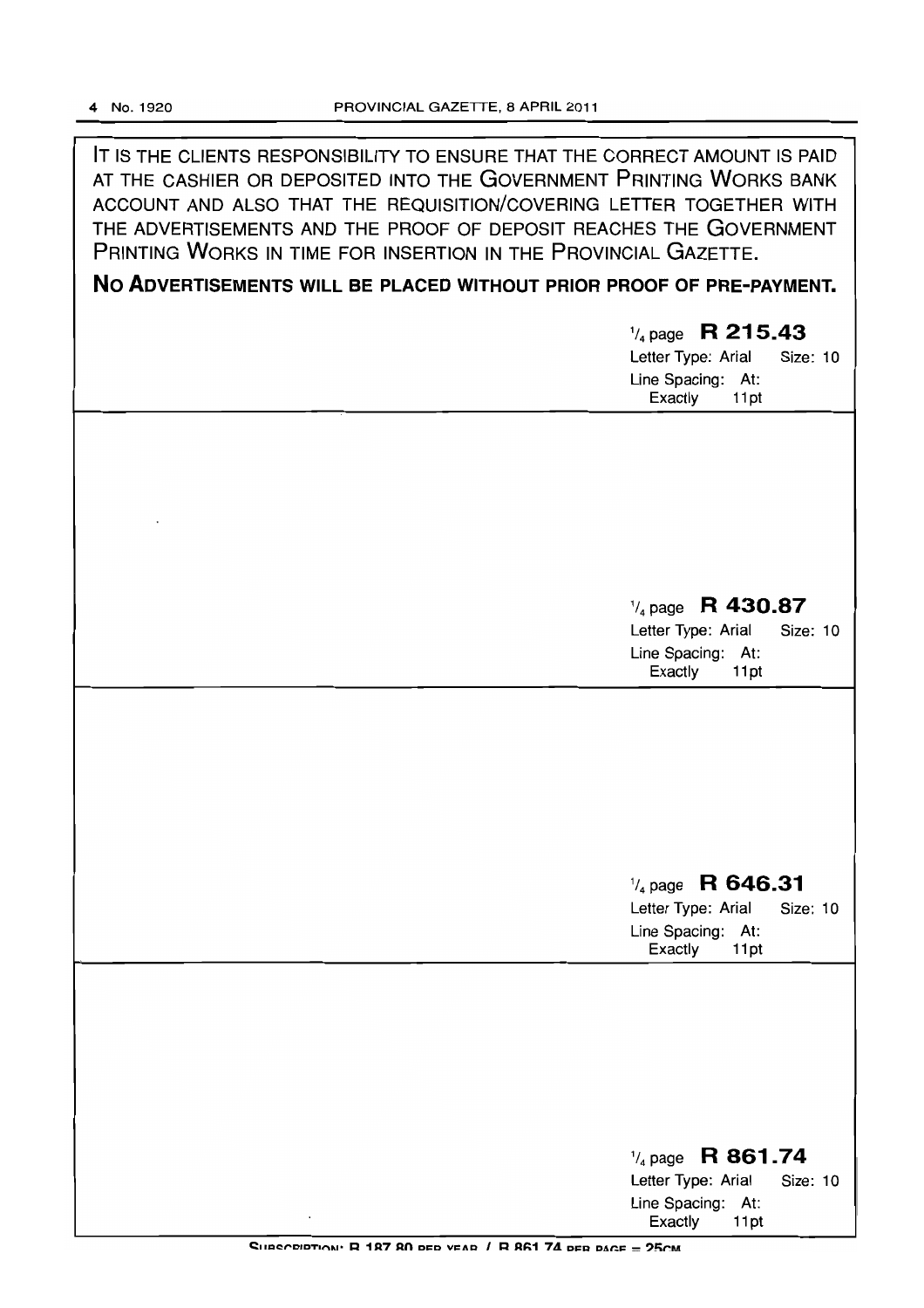IT IS THE CLIENTS RESPONSIBILITY TO ENSURE THAT THE CORRECT AMOUNT IS PAID AT THE CASHIER OR DEPOSITED INTO THE GOVERNMENT PRINTING WORKS BANK ACCOUNT AND ALSO THAT THE REQUISITION/COVERING LETTER TOGETHER WITH THE ADVERTISEMENTS AND THE PROOF OF DEPOSIT REACHES THE GOVERNMENT PRINTING WORKS IN TIME FOR INSERTION IN THE PROVINCIAL GAZETTE.

**NO ADVERTISEMENTS WILL BE PLACED WITHOUT PRIOR PROOF OF PRE-PAYMENT.**

1/4 page **R 215.43**
Letter Type: Arial Size: 10
Line Spacing: At: Exactly 11pt

---

1/4 page **R 430.87**
Letter Type: Arial Size: 10
Line Spacing: At: Exactly 11pt

---

1/4 page **R 646.31**
Letter Type: Arial Size: 10
Line Spacing: At: Exactly 11pt

---

1/4 page **R 861.74**
Letter Type: Arial Size: 10
Line Spacing: At: Exactly 11pt

SUBSCRIPTION: R 187.80 PER YEAR / R 861.74 PER PAGE = 25CM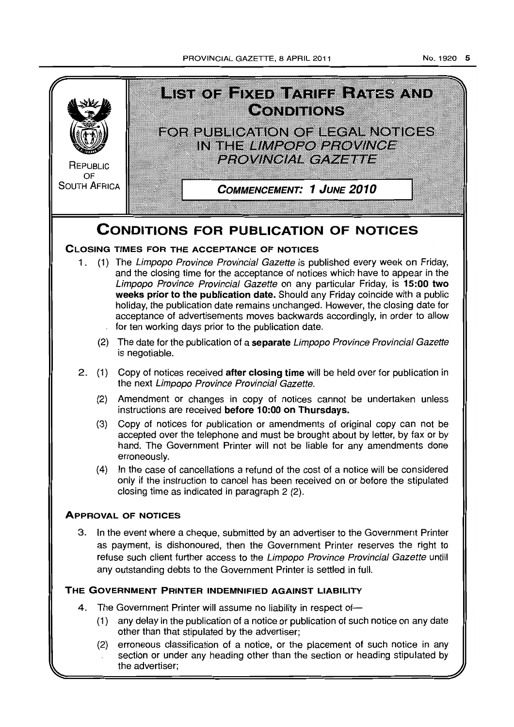REPUBLIC OF SOUTH AFRICA

# LIST OF FIXED TARIFF RATES AND CONDITIONS

## FOR PUBLICATION OF LEGAL NOTICES IN THE *LIMPOPO PROVINCE PROVINCIAL GAZETTE*

**COMMENCEMENT: 1 JUNE 2010**

# CONDITIONS FOR PUBLICATION OF NOTICES

### CLOSING TIMES FOR THE ACCEPTANCE OF NOTICES

1. (1) The *Limpopo Province Provincial Gazette* is published every week on Friday, and the closing time for the acceptance of notices which have to appear in the *Limpopo Province Provincial Gazette* on any particular Friday, is **15:00 two weeks prior to the publication date.** Should any Friday coincide with a public holiday, the publication date remains unchanged. However, the closing date for acceptance of advertisements moves backwards accordingly, in order to allow for ten working days prior to the publication date.

   (2) The date for the publication of a **separate** *Limpopo Province Provincial Gazette* is negotiable.

2. (1) Copy of notices received **after closing time** will be held over for publication in the next *Limpopo Province Provincial Gazette.*

   (2) Amendment or changes in copy of notices cannot be undertaken unless instructions are received **before 10:00 on Thursdays.**

   (3) Copy of notices for publication or amendments of original copy can not be accepted over the telephone and must be brought about by letter, by fax or by hand. The Government Printer will not be liable for any amendments done erroneously.

   (4) In the case of cancellations a refund of the cost of a notice will be considered only if the instruction to cancel has been received on or before the stipulated closing time as indicated in paragraph 2 (2).

### APPROVAL OF NOTICES

3. In the event where a cheque, submitted by an advertiser to the Government Printer as payment, is dishonoured, then the Government Printer reserves the right to refuse such client further access to the *Limpopo Province Provincial Gazette* untill any outstanding debts to the Government Printer is settled in full.

### THE GOVERNMENT PRINTER INDEMNIFIED AGAINST LIABILITY

4. The Government Printer will assume no liability in respect of—

   (1) any delay in the publication of a notice or publication of such notice on any date other than that stipulated by the advertiser;

   (2) erroneous classification of a notice, or the placement of such notice in any section or under any heading other than the section or heading stipulated by the advertiser;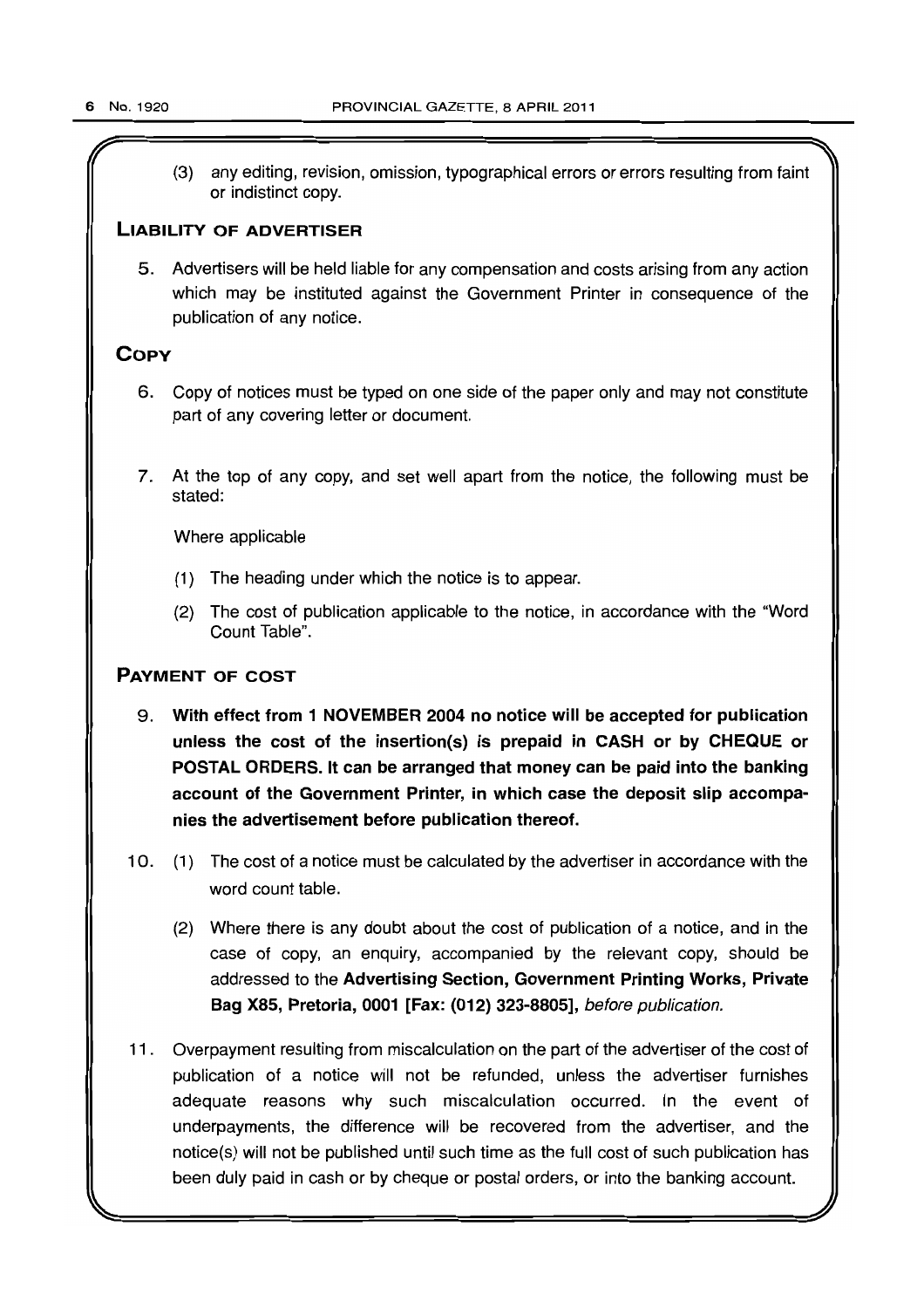(3) any editing, revision, omission, typographical errors or errors resulting from faint or indistinct copy.

## LIABILITY OF ADVERTISER

5. Advertisers will be held liable for any compensation and costs arising from any action which may be instituted against the Government Printer in consequence of the publication of any notice.

## COPY

6. Copy of notices must be typed on one side of the paper only and may not constitute part of any covering letter or document.

7. At the top of any copy, and set well apart from the notice, the following must be stated:

   Where applicable

   (1) The heading under which the notice is to appear.

   (2) The cost of publication applicable to the notice, in accordance with the "Word Count Table".

## PAYMENT OF COST

9. **With effect from 1 NOVEMBER 2004 no notice will be accepted for publication unless the cost of the insertion(s) is prepaid in CASH or by CHEQUE or POSTAL ORDERS. It can be arranged that money can be paid into the banking account of the Government Printer, in which case the deposit slip accompanies the advertisement before publication thereof.**

10. (1) The cost of a notice must be calculated by the advertiser in accordance with the word count table.

    (2) Where there is any doubt about the cost of publication of a notice, and in the case of copy, an enquiry, accompanied by the relevant copy, should be addressed to the **Advertising Section, Government Printing Works, Private Bag X85, Pretoria, 0001 [Fax: (012) 323-8805],** *before publication.*

11. Overpayment resulting from miscalculation on the part of the advertiser of the cost of publication of a notice will not be refunded, unless the advertiser furnishes adequate reasons why such miscalculation occurred. In the event of underpayments, the difference will be recovered from the advertiser, and the notice(s) will not be published until such time as the full cost of such publication has been duly paid in cash or by cheque or postal orders, or into the banking account.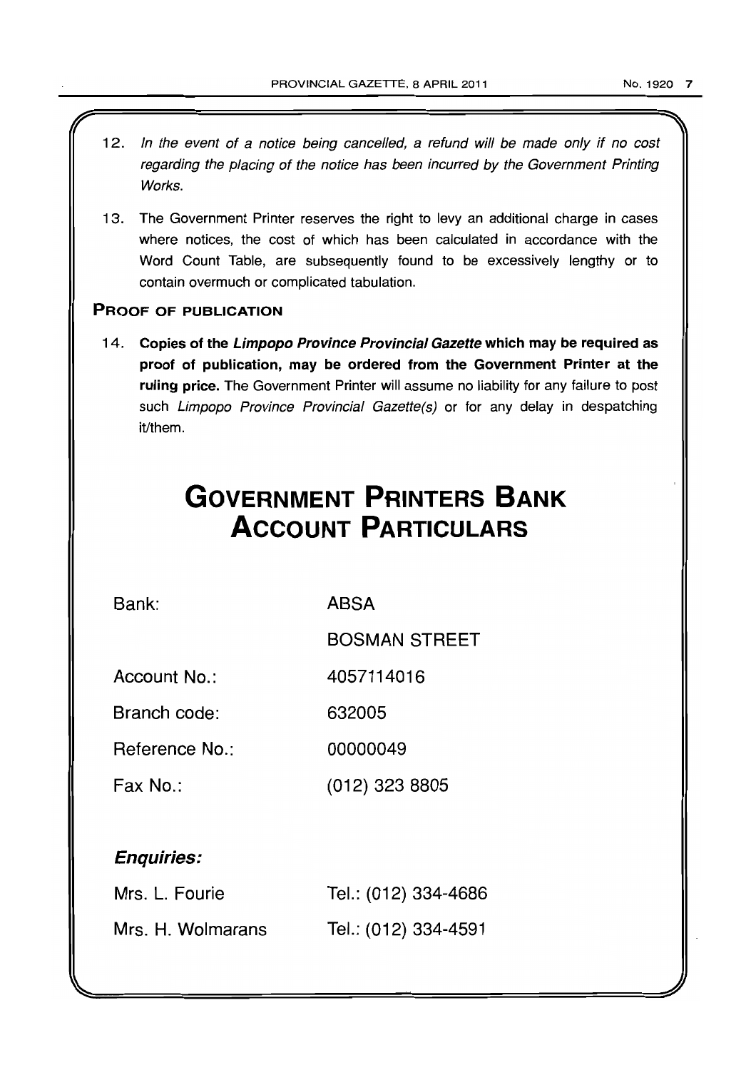12. *In the event of a notice being cancelled, a refund will be made only if no cost regarding the placing of the notice has been incurred by the Government Printing Works.*

13. The Government Printer reserves the right to levy an additional charge in cases where notices, the cost of which has been calculated in accordance with the Word Count Table, are subsequently found to be excessively lengthy or to contain overmuch or complicated tabulation.

### PROOF OF PUBLICATION

14. **Copies of the *Limpopo Province Provincial Gazette* which may be required as proof of publication, may be ordered from the Government Printer at the ruling price.** The Government Printer will assume no liability for any failure to post such *Limpopo Province Provincial Gazette(s)* or for any delay in despatching it/them.

# GOVERNMENT PRINTERS BANK ACCOUNT PARTICULARS

| | |
|---|---|
| Bank: | ABSA |
| | BOSMAN STREET |
| Account No.: | 4057114016 |
| Branch code: | 632005 |
| Reference No.: | 00000049 |
| Fax No.: | (012) 323 8805 |

***Enquiries:***

| | |
|---|---|
| Mrs. L. Fourie | Tel.: (012) 334-4686 |
| Mrs. H. Wolmarans | Tel.: (012) 334-4591 |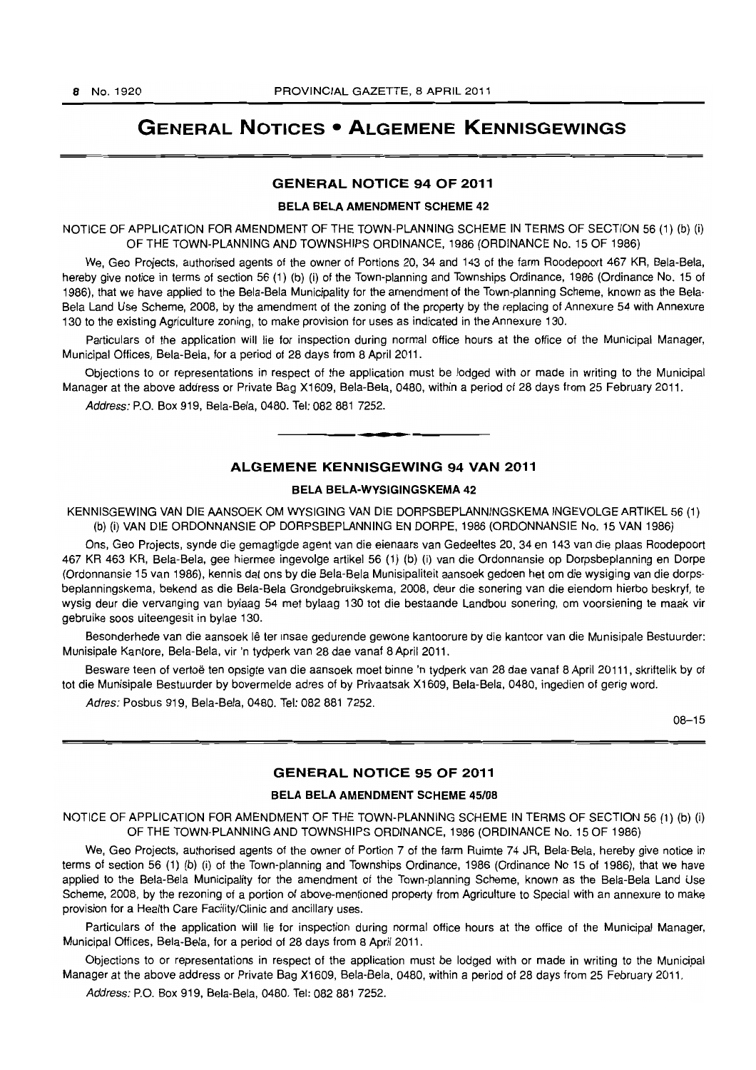# GENERAL NOTICES • ALGEMENE KENNISGEWINGS

## GENERAL NOTICE 94 OF 2011

### BELA BELA AMENDMENT SCHEME 42

NOTICE OF APPLICATION FOR AMENDMENT OF THE TOWN-PLANNING SCHEME IN TERMS OF SECTION 56 (1) (b) (i) OF THE TOWN-PLANNING AND TOWNSHIPS ORDINANCE, 1986 (ORDINANCE No. 15 OF 1986)

We, Geo Projects, authorised agents of the owner of Portions 20, 34 and 143 of the farm Roodepoort 467 KR, Bela-Bela, hereby give notice in terms of section 56 (1) (b) (i) of the Town-planning and Townships Ordinance, 1986 (Ordinance No. 15 of 1986), that we have applied to the Bela-Bela Municipality for the amendment of the Town-planning Scheme, known as the Bela-Bela Land Use Scheme, 2008, by the amendment of the zoning of the property by the replacing of Annexure 54 with Annexure 130 to the existing Agriculture zoning, to make provision for uses as indicated in the Annexure 130.

Particulars of the application will lie for inspection during normal office hours at the office of the Municipal Manager, Municipal Offices, Bela-Bela, for a period of 28 days from 8 April 2011.

Objections to or representations in respect of the application must be lodged with or made in writing to the Municipal Manager at the above address or Private Bag X1609, Bela-Bela, 0480, within a period of 28 days from 25 February 2011.

*Address:* P.O. Box 919, Bela-Bela, 0480. Tel: 082 881 7252.

## ALGEMENE KENNISGEWING 94 VAN 2011

### BELA BELA-WYSIGINGSKEMA 42

KENNISGEWING VAN DIE AANSOEK OM WYSIGING VAN DIE DORPSBEPLANNINGSKEMA INGEVOLGE ARTIKEL 56 (1) (b) (i) VAN DIE ORDONNANSIE OP DORPSBEPLANNING EN DORPE, 1986 (ORDONNANSIE No. 15 VAN 1986)

Ons, Geo Projects, synde die gemagtigde agent van die eienaars van Gedeeltes 20, 34 en 143 van die plaas Roodepoort 467 KR 463 KR, Bela-Bela, gee hiermee ingevolge artikel 56 (1) (b) (i) van die Ordonnansie op Dorpsbeplanning en Dorpe (Ordonnansie 15 van 1986), kennis dat ons by die Bela-Bela Munisipaliteit aansoek gedoen het om die wysiging van die dorpsbeplanningskema, bekend as die Bela-Bela Grondgebruikskema, 2008, deur die sonering van die eiendom hierbo beskryf, te wysig deur die vervanging van bylaag 54 met bylaag 130 tot die bestaande Landbou sonering, om voorsiening te maak vir gebruike soos uiteengesit in bylae 130.

Besonderhede van die aansoek lê ter insae gedurende gewone kantoorure by die kantoor van die Munisipale Bestuurder: Munisipale Kantore, Bela-Bela, vir 'n tydperk van 28 dae vanaf 8 April 2011.

Besware teen of vertoë ten opsigte van die aansoek moet binne 'n tydperk van 28 dae vanaf 8 April 20111, skriftelik by of tot die Munisipale Bestuurder by bovermelde adres of by Privaatsak X1609, Bela-Bela, 0480, ingedien of gerig word.

*Adres:* Posbus 919, Bela-Bela, 0480. Tel: 082 881 7252.

08–15

## GENERAL NOTICE 95 OF 2011

### BELA BELA AMENDMENT SCHEME 45/08

NOTICE OF APPLICATION FOR AMENDMENT OF THE TOWN-PLANNING SCHEME IN TERMS OF SECTION 56 (1) (b) (i) OF THE TOWN-PLANNING AND TOWNSHIPS ORDINANCE, 1986 (ORDINANCE No. 15 OF 1986)

We, Geo Projects, authorised agents of the owner of Portion 7 of the farm Ruimte 74 JR, Bela-Bela, hereby give notice in terms of section 56 (1) (b) (i) of the Town-planning and Townships Ordinance, 1986 (Ordinance No 15 of 1986), that we have applied to the Bela-Bela Municipality for the amendment of the Town-planning Scheme, known as the Bela-Bela Land Use Scheme, 2008, by the rezoning of a portion of above-mentioned property from Agriculture to Special with an annexure to make provision for a Health Care Facility/Clinic and ancillary uses.

Particulars of the application will lie for inspection during normal office hours at the office of the Municipal Manager, Municipal Offices, Bela-Bela, for a period of 28 days from 8 April 2011.

Objections to or representations in respect of the application must be lodged with or made in writing to the Municipal Manager at the above address or Private Bag X1609, Bela-Bela, 0480, within a period of 28 days from 25 February 2011.

*Address:* P.O. Box 919, Bela-Bela, 0480. Tel: 082 881 7252.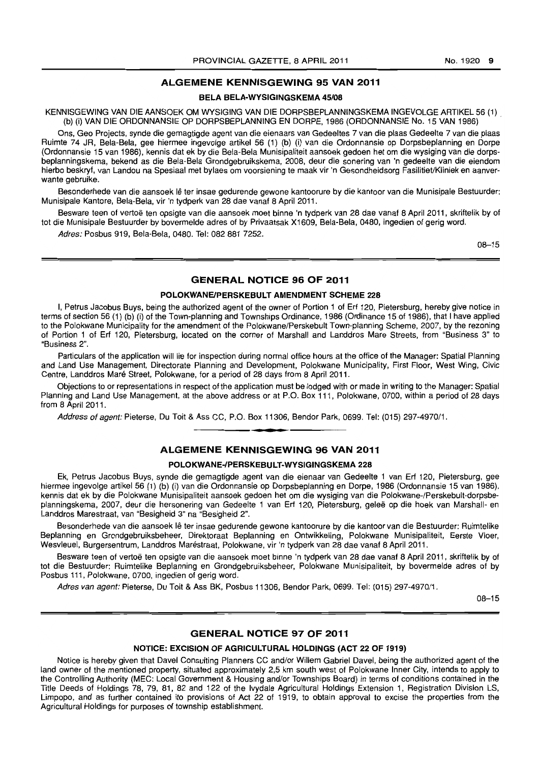## ALGEMENE KENNISGEWING 95 VAN 2011

### BELA BELA-WYSIGINGSKEMA 45/08

KENNISGEWING VAN DIE AANSOEK OM WYSIGING VAN DIE DORPSBEPLANNINGSKEMA INGEVOLGE ARTIKEL 56 (1) (b) (i) VAN DIE ORDONNANSIE OP DORPSBEPLANNING EN DORPE, 1986 (ORDONNANSIE No. 15 VAN 1986)

Ons, Geo Projects, synde die gemagtigde agent van die eienaars van Gedeeltes 7 van die plaas Gedeelte 7 van die plaas Ruimte 74 JR, Bela-Bela, gee hiermee ingevolge artikel 56 (1) (b) (i) van die Ordonnansie op Dorpsbeplanning en Dorpe (Ordonnansie 15 van 1986), kennis dat ek by die Bela-Bela Munisipaliteit aansoek gedoen het om die wysiging van die dorpsbeplanningskema, bekend as die Bela-Bela Grondgebruikskema, 2008, deur die sonering van 'n gedeelte van die eiendom hierbo beskryf, van Landou na Spesiaal met bylaes om voorsiening te maak vir 'n Gesondheidsorg Fasilitiet/Kliniek en aanverwante gebruike.

Besonderhede van die aansoek lê ter insae gedurende gewone kantoorure by die kantoor van die Munisipale Bestuurder: Munisipale Kantore, Bela-Bela, vir 'n tydperk van 28 dae vanaf 8 April 2011.

Besware teen of vertoë ten opsigte van die aansoek moet binne 'n tydperk van 28 dae vanaf 8 April 2011, skriftelik by of tot die Munisipale Bestuurder by bovermelde adres of by Privaatsak X1609, Bela-Bela, 0480, ingedien of gerig word.

*Adres:* Posbus 919, Bela-Bela, 0480. Tel: 082 881 7252.

08–15

## GENERAL NOTICE 96 OF 2011

### POLOKWANE/PERSKEBULT AMENDMENT SCHEME 228

I, Petrus Jacobus Buys, being the authorized agent of the owner of Portion 1 of Erf 120, Pietersburg, hereby give notice in terms of section 56 (1) (b) (i) of the Town-planning and Townships Ordinance, 1986 (Ordinance 15 of 1986), that I have applied to the Polokwane Municipality for the amendment of the Polokwane/Perskebult Town-planning Scheme, 2007, by the rezoning of Portion 1 of Erf 120, Pietersburg, located on the corner of Marshall and Landdros Mare Streets, from "Business 3" to "Business 2".

Particulars of the application will lie for inspection during normal office hours at the office of the Manager: Spatial Planning and Land Use Management, Directorate Planning and Development, Polokwane Municipality, First Floor, West Wing, Civic Centre, Landdros Maré Street, Polokwane, for a period of 28 days from 8 April 2011.

Objections to or representations in respect of the application must be lodged with or made in writing to the Manager: Spatial Planning and Land Use Management, at the above address or at P.O. Box 111, Polokwane, 0700, within a period of 28 days from 8 April 2011.

*Address of agent:* Pieterse, Du Toit & Ass CC, P.O. Box 11306, Bendor Park, 0699. Tel: (015) 297-4970/1.

## ALGEMENE KENNISGEWING 96 VAN 2011

### POLOKWANE-/PERSKEBULT-WYSIGINGSKEMA 228

Ek, Petrus Jacobus Buys, synde die gemagtigde agent van die eienaar van Gedeelte 1 van Erf 120, Pietersburg, gee hiermee ingevolge artikel 56 (1) (b) (i) van die Ordonnansie op Dorpsbeplanning en Dorpe, 1986 (Ordonnansie 15 van 1986). kennis dat ek by die Polokwane Munisipaliteit aansoek gedoen het om die wysiging van die Polokwane-/Perskebult-dorpsbeplanningskema, 2007, deur die hersonering van Gedeelte 1 van Erf 120, Pietersburg, geleë op die hoek van Marshall- en Landdros Marestraat, van "Besigheid 3" na "Besigheid 2".

Besonderhede van die aansoek lê ter insae gedurende gewone kantoorure by die kantoor van die Bestuurder: Ruimtelike Beplanning en Grondgebruiksbeheer, Direktoraat Beplanning en Ontwikkeling, Polokwane Munisipaliteit, Eerste Vloer, Wesvleuel, Burgersentrum, Landdros Maréstraat, Polokwane, vir 'n tydperk van 28 dae vanaf 8 April 2011.

Besware teen of vertoë ten opsigte van die aansoek moet binne 'n tydperk van 28 dae vanaf 8 April 2011, skriftelik by of tot die Bestuurder: Ruimtelike Beplanning en Grondgebruiksbeheer, Polokwane Munisipaliteit, by bovermelde adres of by Posbus 111, Polokwane, 0700, ingedien of gerig word.

*Adres van agent:* Pieterse, Du Toit & Ass BK, Posbus 11306, Bendor Park, 0699. Tel: (015) 297-4970/1.

08–15

## GENERAL NOTICE 97 OF 2011

### NOTICE: EXCISION OF AGRICULTURAL HOLDINGS (ACT 22 OF 1919)

Notice is hereby given that Davel Consulting Planners CC and/or Willem Gabriel Davel, being the authorized agent of the land owner of the mentioned property, situated approximately 2,5 km south west of Polokwane Inner City, intends to apply to the Controlling Authority (MEC: Local Government & Housing and/or Townships Board) in terms of conditions contained in the Title Deeds of Holdings 78, 79, 81, 82 and 122 of the Ivydale Agricultural Holdings Extension 1, Registration Division LS, Limpopo, and as further contained ito provisions of Act 22 of 1919, to obtain approval to excise the properties from the Agricultural Holdings for purposes of township establishment.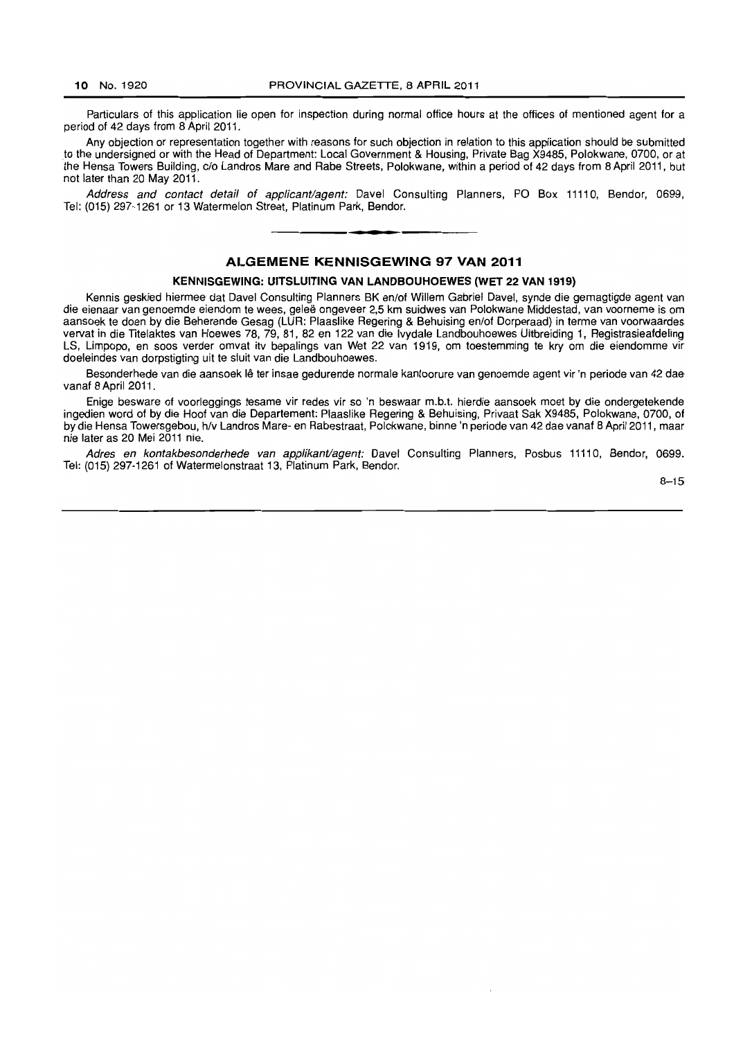Particulars of this application lie open for inspection during normal office hours at the offices of mentioned agent for a period of 42 days from 8 April 2011.

Any objection or representation together with reasons for such objection in relation to this application should be submitted to the undersigned or with the Head of Department: Local Government & Housing, Private Bag X9485, Polokwane, 0700, or at the Hensa Towers Building, c/o Landros Mare and Rabe Streets, Polokwane, within a period of 42 days from 8 April 2011, but not later than 20 May 2011.

*Address and contact detail of applicant/agent:* Davel Consulting Planners, PO Box 11110, Bendor, 0699, Tel: (015) 297-1261 or 13 Watermelon Street, Platinum Park, Bendor.

## ALGEMENE KENNISGEWING 97 VAN 2011

### KENNISGEWING: UITSLUITING VAN LANDBOUHOEWES (WET 22 VAN 1919)

Kennis geskied hiermee dat Davel Consulting Planners BK en/of Willem Gabriel Davel, synde die gemagtigde agent van die eienaar van genoemde eiendom te wees, geleë ongeveer 2,5 km suidwes van Polokwane Middestad, van voorneme is om aansoek te doen by die Beherende Gesag (LUR: Plaaslike Regering & Behuising en/of Dorperaad) in terme van voorwaardes vervat in die Titelaktes van Hoewes 78, 79, 81, 82 en 122 van die Ivydale Landbouhoewes Uitbreiding 1, Registrasieafdeling LS, Limpopo, en soos verder omvat itv bepalings van Wet 22 van 1919, om toestemming te kry om die eiendomme vir doeleindes van dorpstigting uit te sluit van die Landbouhoewes.

Besonderhede van die aansoek lê ter insae gedurende normale kantoorure van genoemde agent vir 'n periode van 42 dae vanaf 8 April 2011.

Enige besware of voorleggings tesame vir redes vir so 'n beswaar m.b.t. hierdie aansoek moet by die ondergetekende ingedien word of by die Hoof van die Departement: Plaaslike Regering & Behuising, Privaat Sak X9485, Polokwane, 0700, of by die Hensa Towersgebou, h/v Landros Mare- en Rabestraat, Polokwane, binne 'n periode van 42 dae vanaf 8 April 2011, maar nie later as 20 Mei 2011 nie.

*Adres en kontakbesonderhede van applikant/agent:* Davel Consulting Planners, Posbus 11110, Bendor, 0699. Tel: (015) 297-1261 of Watermelonstraat 13, Platinum Park, Bendor.

8–15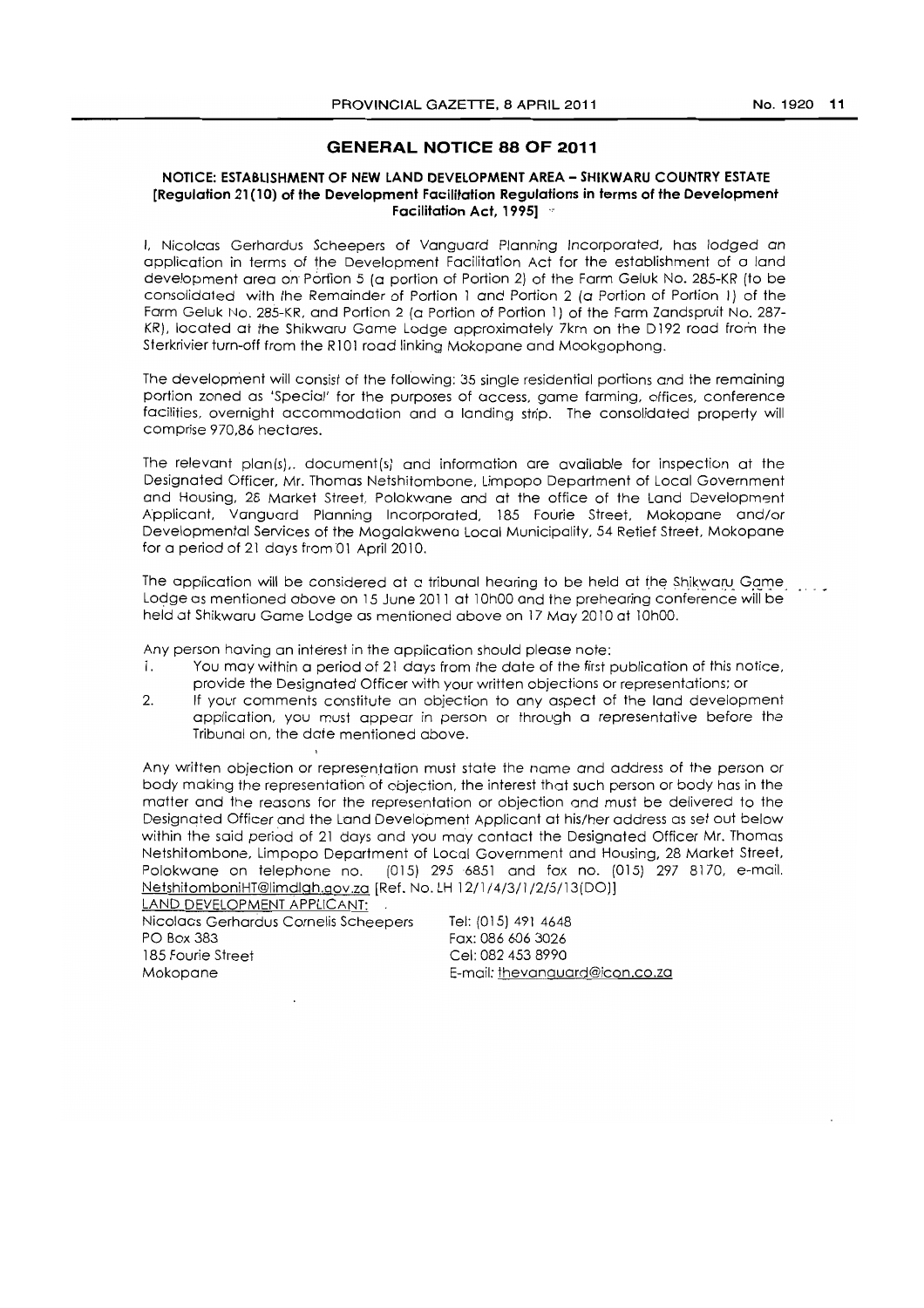## GENERAL NOTICE 88 OF 2011

### NOTICE: ESTABLISHMENT OF NEW LAND DEVELOPMENT AREA – SHIKWARU COUNTRY ESTATE [Regulation 21(10) of the Development Facilitation Regulations in terms of the Development Facilitation Act, 1995]

I, Nicolaas Gerhardus Scheepers of Vanguard Planning Incorporated, has lodged an application in terms of the Development Facilitation Act for the establishment of a land development area on Portion 5 (a portion of Portion 2) of the Farm Geluk No. 285-KR (to be consolidated with the Remainder of Portion 1 and Portion 2 (a Portion of Portion 1) of the Farm Geluk No. 285-KR, and Portion 2 (a Portion of Portion 1) of the Farm Zandspruit No. 287-KR), located at the Shikwaru Game Lodge approximately 7km on the D192 road from the Sterkrivier turn-off from the R101 road linking Mokopane and Mookgophong.

The development will consist of the following: 35 single residential portions and the remaining portion zoned as 'Special' for the purposes of access, game farming, offices, conference facilities, overnight accommodation and a landing strip. The consolidated property will comprise 970,86 hectares.

The relevant plan(s),. document(s) and information are available for inspection at the Designated Officer, Mr. Thomas Netshitombone, Limpopo Department of Local Government and Housing, 28 Market Street, Polokwane and at the office of the Land Development Applicant, Vanguard Planning Incorporated, 185 Fourie Street, Mokopane and/or Developmental Services of the Mogalakwena Local Municipality, 54 Retief Street, Mokopane for a period of 21 days from 01 April 2010.

The application will be considered at a tribunal hearing to be held at the Shikwaru Game Lodge as mentioned above on 15 June 2011 at 10h00 and the prehearing conference will be held at Shikwaru Game Lodge as mentioned above on 17 May 2010 at 10h00.

Any person having an interest in the application should please note:

1. You may within a period of 21 days from the date of the first publication of this notice, provide the Designated Officer with your written objections or representations; or
2. If your comments constitute an objection to any aspect of the land development application, you must appear in person or through a representative before the Tribunal on, the date mentioned above.

Any written objection or representation must state the name and address of the person or body making the representation of objection, the interest that such person or body has in the matter and the reasons for the representation or objection and must be delivered to the Designated Officer and the Land Development Applicant at his/her address as set out below within the said period of 21 days and you may contact the Designated Officer Mr. Thomas Netshitombone, Limpopo Department of Local Government and Housing, 28 Market Street, Polokwane on telephone no. (015) 295 6851 and fax no. (015) 297 8170, e-mail. NetshitomboniHT@limdlgh.gov.za [Ref. No. LH 12/1/4/3/1/2/5/13(DO)]

LAND DEVELOPMENT APPLICANT:

Nicolaas Gerhardus Cornelis Scheepers
PO Box 383
185 Fourie Street
Mokopane

Tel: (015) 491 4648
Fax: 086 606 3026
Cel: 082 453 8990
E-mail: thevanguard@icon.co.za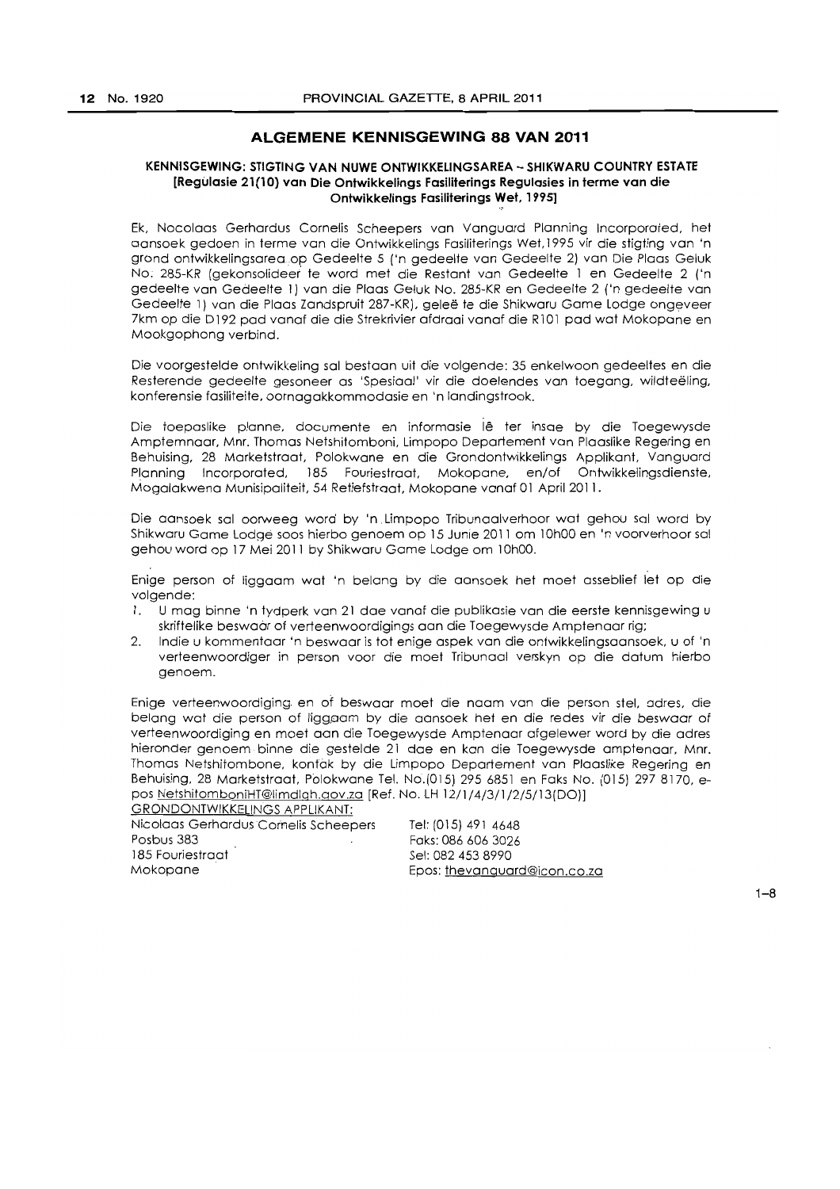## ALGEMENE KENNISGEWING 88 VAN 2011

### KENNISGEWING: STIGTING VAN NUWE ONTWIKKELINGSAREA – SHIKWARU COUNTRY ESTATE [Regulasie 21(10) van Die Ontwikkelings Fasiliterings Regulasies in terme van die Ontwikkelings Fasiliterings Wet, 1995]

Ek, Nocolaas Gerhardus Cornelis Scheepers van Vanguard Planning Incorporated, het aansoek gedoen in terme van die Ontwikkelings Fasiliterings Wet,1995 vir die stigting van 'n grond ontwikkelingsarea op Gedeelte 5 ('n gedeelte van Gedeelte 2) van Die Plaas Geluk No. 285-KR (gekonsolideer te word met die Restant van Gedeelte 1 en Gedeelte 2 ('n gedeelte van Gedeelte 1) van die Plaas Geluk No. 285-KR en Gedeelte 2 ('n gedeelte van Gedeelte 1) van die Plaas Zandspruit 287-KR), geleë te die Shikwaru Game Lodge ongeveer 7km op die D192 pad vanaf die die Strekrivier afdraai vanaf die R101 pad wat Mokopane en Mookgophong verbind.

Die voorgestelde ontwikkeling sal bestaan uit die volgende: 35 enkelwoon gedeeltes en die Resterende gedeelte gesoneer as 'Spesiaal' vir die doelendes van toegang, wildteëling, konferensie fasiliteite, oornagakkommodasie en 'n landingstrook.

Die toepaslike planne, documente en informasie lê ter insae by die Toegewysde Amptemnaar, Mnr. Thomas Netshitomboni, Limpopo Departement van Plaaslike Regering en Behuising, 28 Marketstraat, Polokwane en die Grondontwikkelings Applikant, Vanguard Planning Incorporated, 185 Fouriestraat, Mokopane, en/of Ontwikkelingsdienste, Mogalakwena Munisipaliteit, 54 Retiefstraat, Mokopane vanaf 01 April 2011.

Die aansoek sal oorweeg word by 'n Limpopo Tribunaalverhoor wat gehou sal word by Shikwaru Game Lodge soos hierbo genoem op 15 Junie 2011 om 10h00 en 'n voorverhoor sal gehou word op 17 Mei 2011 by Shikwaru Game Lodge om 10h00.

Enige person of liggaam wat 'n belang by die aansoek het moet asseblief let op die volgende:

1. U mag binne 'n tydperk van 21 dae vanaf die publikasie van die eerste kennisgewing u skriftelike beswaar of verteenwoordigings aan die Toegewysde Amptenaar rig;
2. Indie u kommentaar 'n beswaar is tot enige aspek van die ontwikkelingsaansoek, u of 'n verteenwoordiger in person voor die moet Tribunaal verskyn op die datum hierbo genoem.

Enige verteenwoordiging en of beswaar moet die naam van die person stel, adres, die belang wat die person of liggaam by die aansoek het en die redes vir die beswaar of verteenwoordiging en moet aan die Toegewysde Amptenaar afgelewer word by die adres hieronder genoem binne die gestelde 21 dae en kan die Toegewysde amptenaar, Mnr. Thomas Netshitombone, kontak by die Limpopo Departement van Plaaslike Regering en Behuising, 28 Marketstraat, Polokwane Tel. No.(015) 295 6851 en Faks No. (015) 297 8170, e-pos NetshitomboniHT@limdlgh.gov.za [Ref. No. LH 12/1/4/3/1/2/5/13(DO)]

GRONDONTWIKKELINGS APPLIKANT:

Nicolaas Gerhardus Cornelis Scheepers
Posbus 383
185 Fouriestraat
Mokopane

Tel: (015) 491 4648
Faks: 086 606 3026
Sel: 082 453 8990
Epos: thevanguard@icon.co.za

1–8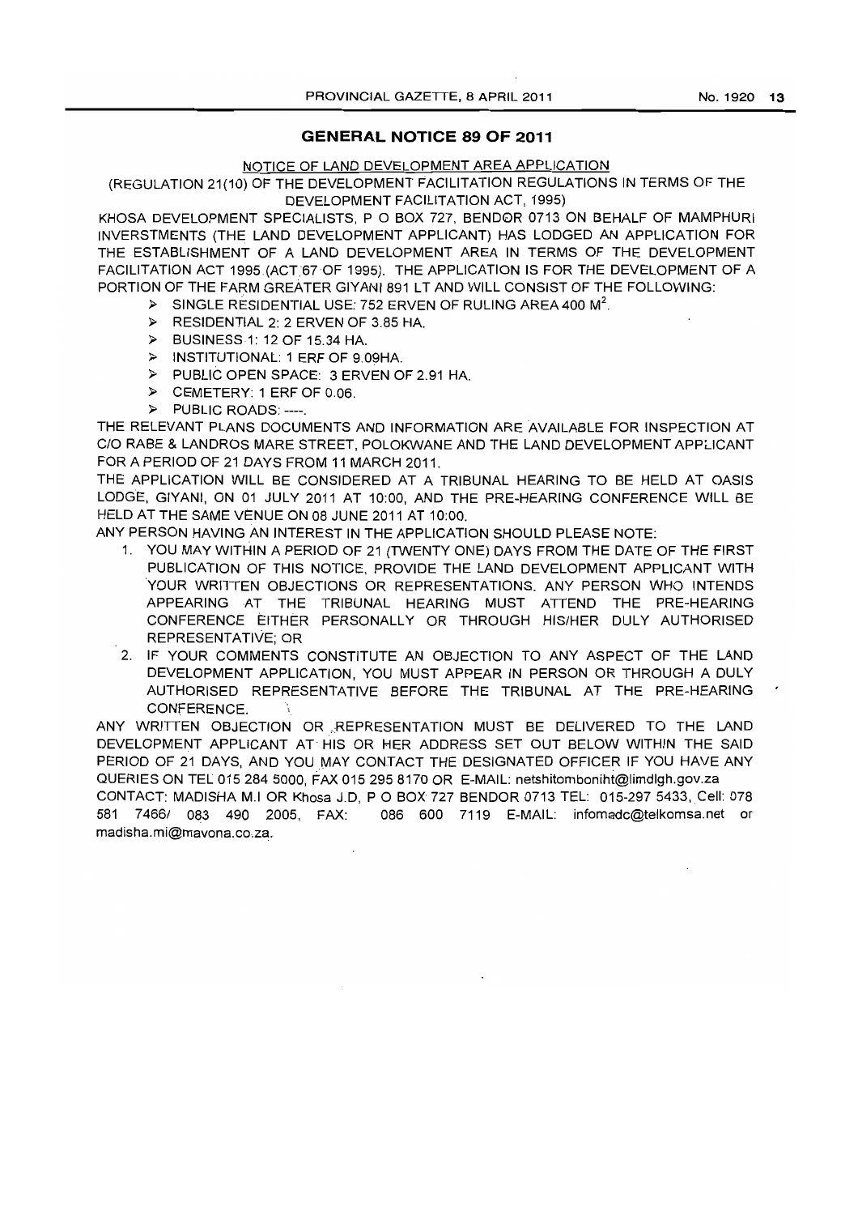## GENERAL NOTICE 89 OF 2011

NOTICE OF LAND DEVELOPMENT AREA APPLICATION

(REGULATION 21(10) OF THE DEVELOPMENT FACILITATION REGULATIONS IN TERMS OF THE DEVELOPMENT FACILITATION ACT, 1995)

KHOSA DEVELOPMENT SPECIALISTS, P O BOX 727, BENDOR 0713 ON BEHALF OF MAMPHURI INVERSTMENTS (THE LAND DEVELOPMENT APPLICANT) HAS LODGED AN APPLICATION FOR THE ESTABLISHMENT OF A LAND DEVELOPMENT AREA IN TERMS OF THE DEVELOPMENT FACILITATION ACT 1995 (ACT 67 OF 1995). THE APPLICATION IS FOR THE DEVELOPMENT OF A PORTION OF THE FARM GREATER GIYANI 891 LT AND WILL CONSIST OF THE FOLLOWING:

- SINGLE RESIDENTIAL USE: 752 ERVEN OF RULING AREA 400 $M^2$.
- RESIDENTIAL 2: 2 ERVEN OF 3.85 HA.
- BUSINESS 1: 12 OF 15.34 HA.
- INSTITUTIONAL: 1 ERF OF 9.09HA.
- PUBLIC OPEN SPACE: 3 ERVEN OF 2.91 HA.
- CEMETERY: 1 ERF OF 0.06.
- PUBLIC ROADS: ----.

THE RELEVANT PLANS DOCUMENTS AND INFORMATION ARE AVAILABLE FOR INSPECTION AT C/O RABE & LANDROS MARE STREET, POLOKWANE AND THE LAND DEVELOPMENT APPLICANT FOR A PERIOD OF 21 DAYS FROM 11 MARCH 2011.

THE APPLICATION WILL BE CONSIDERED AT A TRIBUNAL HEARING TO BE HELD AT OASIS LODGE, GIYANI, ON 01 JULY 2011 AT 10:00, AND THE PRE-HEARING CONFERENCE WILL BE HELD AT THE SAME VENUE ON 08 JUNE 2011 AT 10:00.

ANY PERSON HAVING AN INTEREST IN THE APPLICATION SHOULD PLEASE NOTE:

1. YOU MAY WITHIN A PERIOD OF 21 (TWENTY ONE) DAYS FROM THE DATE OF THE FIRST PUBLICATION OF THIS NOTICE, PROVIDE THE LAND DEVELOPMENT APPLICANT WITH YOUR WRITTEN OBJECTIONS OR REPRESENTATIONS. ANY PERSON WHO INTENDS APPEARING AT THE TRIBUNAL HEARING MUST ATTEND THE PRE-HEARING CONFERENCE EITHER PERSONALLY OR THROUGH HIS/HER DULY AUTHORISED REPRESENTATIVE; OR
2. IF YOUR COMMENTS CONSTITUTE AN OBJECTION TO ANY ASPECT OF THE LAND DEVELOPMENT APPLICATION, YOU MUST APPEAR IN PERSON OR THROUGH A DULY AUTHORISED REPRESENTATIVE BEFORE THE TRIBUNAL AT THE PRE-HEARING CONFERENCE.

ANY WRITTEN OBJECTION OR REPRESENTATION MUST BE DELIVERED TO THE LAND DEVELOPMENT APPLICANT AT HIS OR HER ADDRESS SET OUT BELOW WITHIN THE SAID PERIOD OF 21 DAYS, AND YOU MAY CONTACT THE DESIGNATED OFFICER IF YOU HAVE ANY QUERIES ON TEL 015 284 5000, FAX 015 295 8170 OR E-MAIL: netshitomboniht@limdlgh.gov.za

CONTACT: MADISHA M.I OR Khosa J.D, P O BOX 727 BENDOR 0713 TEL: 015-297 5433, Cell: 078 581 7466/ 083 490 2005, FAX: 086 600 7119 E-MAIL: infomadc@telkomsa.net or madisha.mi@mavona.co.za.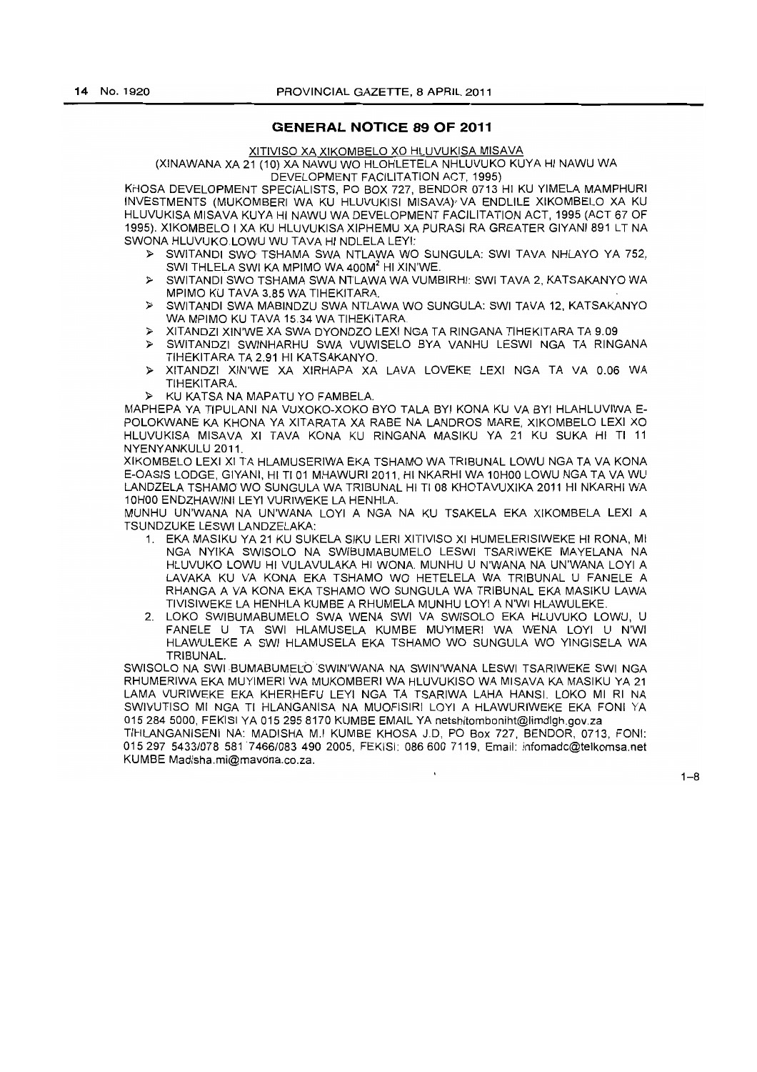## GENERAL NOTICE 89 OF 2011

XITIVISO XA XIKOMBELO XO HLUVUKISA MISAVA

(XINAWANA XA 21 (10) XA NAWU WO HLOHLETELA NHLUVUKO KUYA HI NAWU WA DEVELOPMENT FACILITATION ACT, 1995)

KHOSA DEVELOPMENT SPECIALISTS, PO BOX 727, BENDOR 0713 HI KU YIMELA MAMPHURI INVESTMENTS (MUKOMBERI WA KU HLUVUKISI MISAVA) VA ENDLILE XIKOMBELO XA KU HLUVUKISA MISAVA KUYA HI NAWU WA DEVELOPMENT FACILITATION ACT, 1995 (ACT 67 OF 1995). XIKOMBELO I XA KU HLUVUKISA XIPHEMU XA PURASI RA GREATER GIYANI 891 LT NA SWONA HLUVUKO LOWU WU TAVA HI NDLELA LEYI:

- SWITANDI SWO TSHAMA SWA NTLAWA WO SUNGULA: SWI TAVA NHLAYO YA 752, SWI THLELA SWI KA MPIMO WA 400M$^2$ HI XIN'WE.
- SWITANDI SWO TSHAMA SWA NTLAWA WA VUMBIRHI: SWI TAVA 2, KATSAKANYO WA MPIMO KU TAVA 3.85 WA TIHEKITARA.
- SWITANDI SWA MABINDZU SWA NTLAWA WO SUNGULA: SWI TAVA 12, KATSAKANYO WA MPIMO KU TAVA 15.34 WA TIHEKITARA.
- XITANDZI XIN'WE XA SWA DYONDZO LEXI NGA TA RINGANA TIHEKITARA TA 9.09
- SWITANDZI SWINHARHU SWA VUWISELO BYA VANHU LESWI NGA TA RINGANA TIHEKITARA TA 2.91 HI KATSAKANYO.
- XITANDZI XIN'WE XA XIRHAPA XA LAVA LOVEKE LEXI NGA TA VA 0.06 WA TIHEKITARA.
- KU KATSA NA MAPATU YO FAMBELA.

MAPHEPA YA TIPULANI NA VUXOKO-XOKO BYO TALA BYI KONA KU VA BYI HLAHLUVIWA E-POLOKWANE KA KHONA YA XITARATA XA RABE NA LANDROS MARE, XIKOMBELO LEXI XO HLUVUKISA MISAVA XI TAVA KONA KU RINGANA MASIKU YA 21 KU SUKA HI TI 11 NYENYANKULU 2011.

XIKOMBELO LEXI XI TA HLAMUSERIWA EKA TSHAMO WA TRIBUNAL LOWU NGA TA VA KONA E-OASIS LODGE, GIYANI, HI TI 01 MHAWURI 2011, HI NKARHI WA 10H00 LOWU NGA TA VA WU LANDZELA TSHAMO WO SUNGULA WA TRIBUNAL HI TI 08 KHOTAVUXIKA 2011 HI NKARHI WA 10H00 ENDZHAWINI LEYI VURIWEKE LA HENHLA.

MUNHU UN'WANA NA UN'WANA LOYI A NGA NA KU TSAKELA EKA XIKOMBELA LEXI A TSUNDZUKE LESWI LANDZELAKA:

1. EKA MASIKU YA 21 KU SUKELA SIKU LERI XITIVISO XI HUMELERISIWEKE HI RONA, MI NGA NYIKA SWISOLO NA SWIBUMABUMELO LESWI TSARIWEKE MAYELANA NA HLUVUKO LOWU HI VULAVULAKA HI WONA. MUNHU U N'WANA NA UN'WANA LOYI A LAVAKA KU VA KONA EKA TSHAMO WO HETELELA WA TRIBUNAL U FANELE A RHANGA A VA KONA EKA TSHAMO WO SUNGULA WA TRIBUNAL EKA MASIKU LAWA TIVISIWEKE LA HENHLA KUMBE A RHUMELA MUNHU LOYI A N'WI HLAWULEKE.
2. LOKO SWIBUMABUMELO SWA WENA SWI VA SWISOLO EKA HLUVUKO LOWU, U FANELE U TA SWI HLAMUSELA KUMBE MUYIMERI WA WENA LOYI U N'WI HLAWULEKE A SWI HLAMUSELA EKA TSHAMO WO SUNGULA WO YINGISELA WA TRIBUNAL.

SWISOLO NA SWI BUMABUMELO SWIN'WANA NA SWIN'WANA LESWI TSARIWEKE SWI NGA RHUMERIWA EKA MUYIMERI WA MUKOMBERI WA HLUVUKISO WA MISAVA KA MASIKU YA 21 LAMA VURIWEKE EKA KHERHEFU LEYI NGA TA TSARIWA LAHA HANSI. LOKO MI RI NA SWIVUTISO MI NGA TI HLANGANISA NA MUOFISIRI LOYI A HLAWURIWEKE EKA FONI YA 015 284 5000, FEKISI YA 015 295 8170 KUMBE EMAIL YA netshitomboniht@limdlgh.gov.za

TIHLANGANISENI NA: MADISHA M.I KUMBE KHOSA J.D, PO Box 727, BENDOR, 0713, FONI: 015 297 5433/078 581 7466/083 490 2005, FEKISI: 086 600 7119, Email: infomadc@telkomsa.net KUMBE Madisha.mi@mavona.co.za.

1–8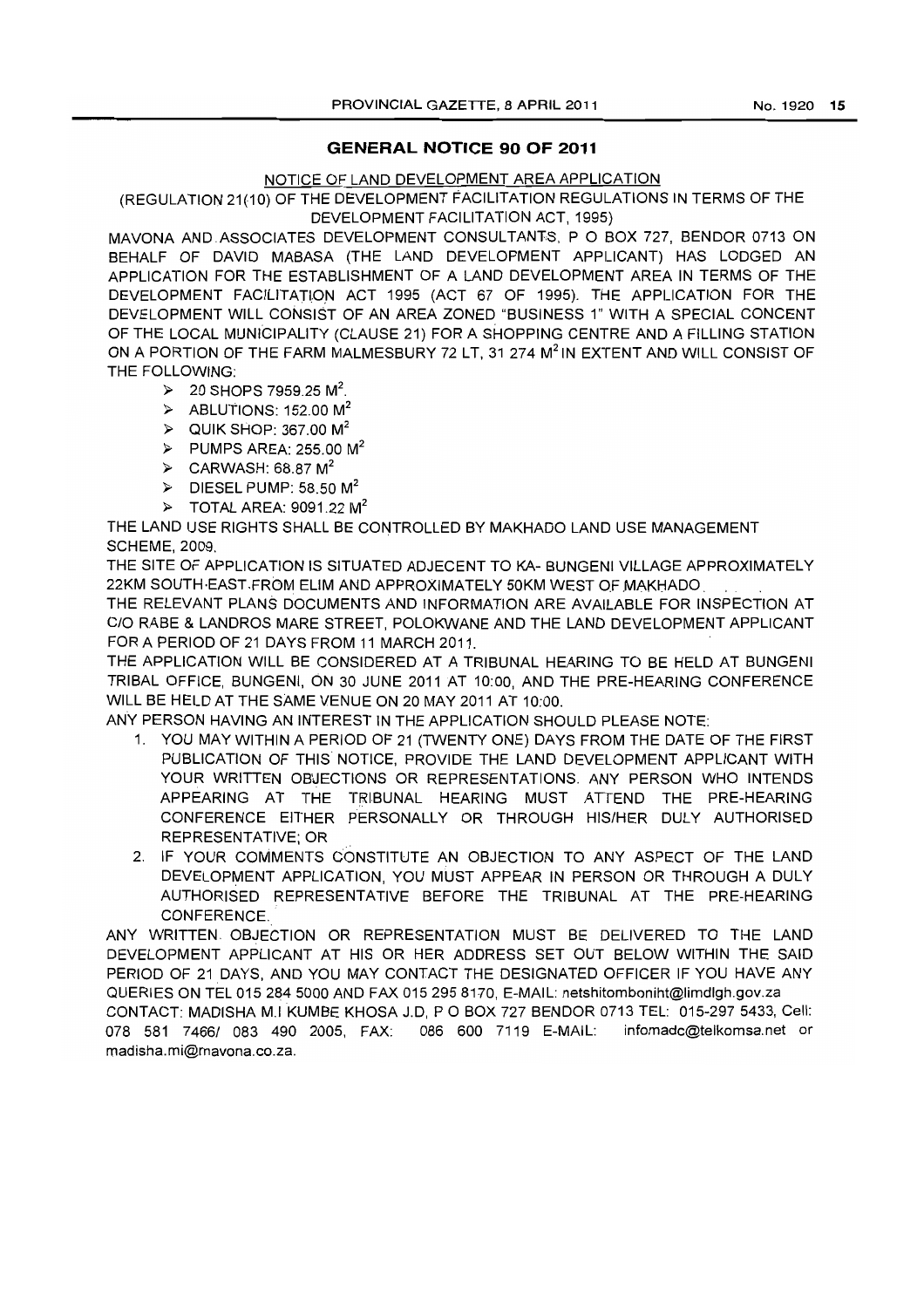## GENERAL NOTICE 90 OF 2011

NOTICE OF LAND DEVELOPMENT AREA APPLICATION

(REGULATION 21(10) OF THE DEVELOPMENT FACILITATION REGULATIONS IN TERMS OF THE DEVELOPMENT FACILITATION ACT, 1995)

MAVONA AND ASSOCIATES DEVELOPMENT CONSULTANTS, P O BOX 727, BENDOR 0713 ON BEHALF OF DAVID MABASA (THE LAND DEVELOPMENT APPLICANT) HAS LODGED AN APPLICATION FOR THE ESTABLISHMENT OF A LAND DEVELOPMENT AREA IN TERMS OF THE DEVELOPMENT FACILITATION ACT 1995 (ACT 67 OF 1995). THE APPLICATION FOR THE DEVELOPMENT WILL CONSIST OF AN AREA ZONED "BUSINESS 1" WITH A SPECIAL CONCENT OF THE LOCAL MUNICIPALITY (CLAUSE 21) FOR A SHOPPING CENTRE AND A FILLING STATION ON A PORTION OF THE FARM MALMESBURY 72 LT, 31 274 $M^2$ IN EXTENT AND WILL CONSIST OF THE FOLLOWING:

- 20 SHOPS 7959.25 $M^2$.
- ABLUTIONS: 152.00 $M^2$
- QUIK SHOP: 367.00 $M^2$
- PUMPS AREA: 255.00 $M^2$
- CARWASH: 68.87 $M^2$
- DIESEL PUMP: 58.50 $M^2$
- TOTAL AREA: 9091.22 $M^2$

THE LAND USE RIGHTS SHALL BE CONTROLLED BY MAKHADO LAND USE MANAGEMENT SCHEME, 2009.

THE SITE OF APPLICATION IS SITUATED ADJECENT TO KA- BUNGENI VILLAGE APPROXIMATELY 22KM SOUTH-EAST FROM ELIM AND APPROXIMATELY 50KM WEST OF MAKHADO.

THE RELEVANT PLANS DOCUMENTS AND INFORMATION ARE AVAILABLE FOR INSPECTION AT C/O RABE & LANDROS MARE STREET, POLOKWANE AND THE LAND DEVELOPMENT APPLICANT FOR A PERIOD OF 21 DAYS FROM 11 MARCH 2011.

THE APPLICATION WILL BE CONSIDERED AT A TRIBUNAL HEARING TO BE HELD AT BUNGENI TRIBAL OFFICE, BUNGENI, ON 30 JUNE 2011 AT 10:00, AND THE PRE-HEARING CONFERENCE WILL BE HELD AT THE SAME VENUE ON 20 MAY 2011 AT 10:00.

ANY PERSON HAVING AN INTEREST IN THE APPLICATION SHOULD PLEASE NOTE:

1. YOU MAY WITHIN A PERIOD OF 21 (TWENTY ONE) DAYS FROM THE DATE OF THE FIRST PUBLICATION OF THIS NOTICE, PROVIDE THE LAND DEVELOPMENT APPLICANT WITH YOUR WRITTEN OBJECTIONS OR REPRESENTATIONS. ANY PERSON WHO INTENDS APPEARING AT THE TRIBUNAL HEARING MUST ATTEND THE PRE-HEARING CONFERENCE EITHER PERSONALLY OR THROUGH HIS/HER DULY AUTHORISED REPRESENTATIVE; OR
2. IF YOUR COMMENTS CONSTITUTE AN OBJECTION TO ANY ASPECT OF THE LAND DEVELOPMENT APPLICATION, YOU MUST APPEAR IN PERSON OR THROUGH A DULY AUTHORISED REPRESENTATIVE BEFORE THE TRIBUNAL AT THE PRE-HEARING CONFERENCE.

ANY WRITTEN OBJECTION OR REPRESENTATION MUST BE DELIVERED TO THE LAND DEVELOPMENT APPLICANT AT HIS OR HER ADDRESS SET OUT BELOW WITHIN THE SAID PERIOD OF 21 DAYS, AND YOU MAY CONTACT THE DESIGNATED OFFICER IF YOU HAVE ANY QUERIES ON TEL 015 284 5000 AND FAX 015 295 8170, E-MAIL: netshitomboniht@limdlgh.gov.za

CONTACT: MADISHA M.I KUMBE KHOSA J.D, P O BOX 727 BENDOR 0713 TEL: 015-297 5433, Cell: 078 581 7466/ 083 490 2005, FAX: 086 600 7119 E-MAIL: infomadc@telkomsa.net or madisha.mi@mavona.co.za.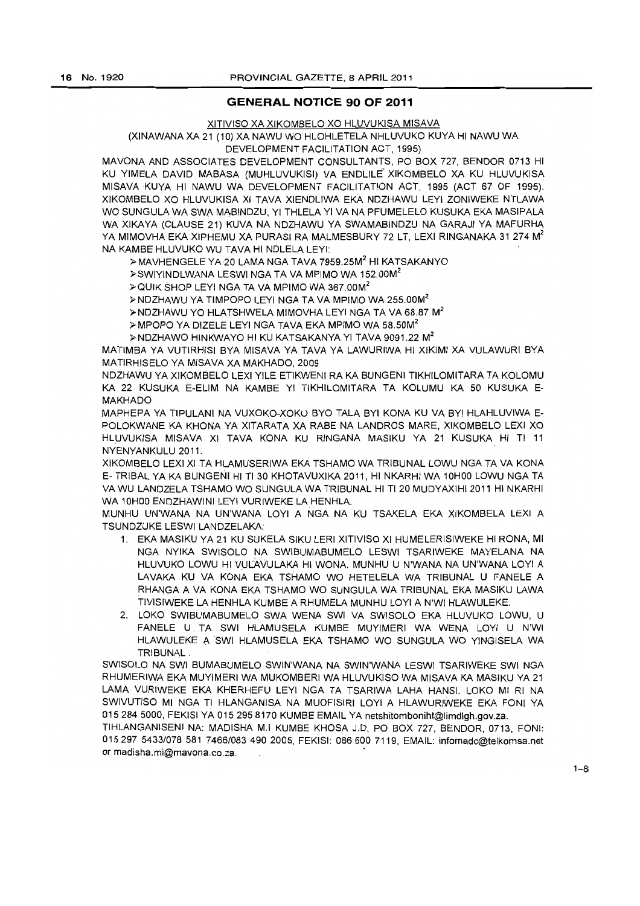## GENERAL NOTICE 90 OF 2011

XITIVISO XA XIKOMBELO XO HLUVUKISA MISAVA

(XINAWANA XA 21 (10) XA NAWU WO HLOHLETELA NHLUVUKO KUYA HI NAWU WA DEVELOPMENT FACILITATION ACT, 1995)

MAVONA AND ASSOCIATES DEVELOPMENT CONSULTANTS, PO BOX 727, BENDOR 0713 HI KU YIMELA DAVID MABASA (MUHLUVUKISI) VA ENDLILE XIKOMBELO XA KU HLUVUKISA MISAVA KUYA HI NAWU WA DEVELOPMENT FACILITATION ACT, 1995 (ACT 67 OF 1995). XIKOMBELO XO HLUVUKISA XI TAVA XIENDLIWA EKA NDZHAWU LEYI ZONIWEKE NTLAWA WO SUNGULA WA SWA MABINDZU, YI THLELA YI VA NA PFUMELELO KUSUKA EKA MASIPALA WA XIKAYA (CLAUSE 21) KUVA NA NDZHAWU YA SWAMABINDZU NA GARAJI YA MAFURHA YA MIMOVHA EKA XIPHEMU XA PURASI RA MALMESBURY 72 LT, LEXI RINGANAKA 31 274 $M^2$ NA KAMBE HLUVUKO WU TAVA HI NDLELA LEYI:

- MAVHENGELE YA 20 LAMA NGA TAVA 7959.25$M^2$ HI KATSAKANYO
- SWIYINDLWANA LESWI NGA TA VA MPIMO WA 152.00$M^2$
- QUIK SHOP LEYI NGA TA VA MPIMO WA 367.00$M^2$
- NDZHAWU YA TIMPOPO LEYI NGA TA VA MPIMO WA 255.00$M^2$
- NDZHAWU YO HLATSHWELA MIMOVHA LEYI NGA TA VA 68.87 $M^2$
- MPOPO YA DIZELE LEYI NGA TAVA EKA MPIMO WA 58.50$M^2$
- NDZHAWO HINKWAYO HI KU KATSAKANYA YI TAVA 9091.22 $M^2$

MATIMBA YA VUTIRHISI BYA MISAVA YA TAVA YA LAWURIWA HI XIKIMI XA VULAWURI BYA MATIRHISELO YA MISAVA XA MAKHADO, 2009

NDZHAWU YA XIKOMBELO LEXI YILE ETIKWENI RA KA BUNGENI TIKHILOMITARA TA KOLOMU KA 22 KUSUKA E-ELIM NA KAMBE YI TIKHILOMITARA TA KOLUMU KA 50 KUSUKA E-MAKHADO

MAPHEPA YA TIPULANI NA VUXOKO-XOKO BYO TALA BYI KONA KU VA BYI HLAHLUVIWA E-POLOKWANE KA KHONA YA XITARATA XA RABE NA LANDROS MARE, XIKOMBELO LEXI XO HLUVUKISA MISAVA XI TAVA KONA KU RINGANA MASIKU YA 21 KUSUKA HI TI 11 NYENYANKULU 2011.

XIKOMBELO LEXI XI TA HLAMUSERIWA EKA TSHAMO WA TRIBUNAL LOWU NGA TA VA KONA E- TRIBAL YA KA BUNGENI HI TI 30 KHOTAVUXIKA 2011, HI NKARHI WA 10H00 LOWU NGA TA VA WU LANDZELA TSHAMO WO SUNGULA WA TRIBUNAL HI TI 20 MUDYAXIHI 2011 HI NKARHI WA 10H00 ENDZHAWINI LEYI VURIWEKE LA HENHLA.

MUNHU UN'WANA NA UN'WANA LOYI A NGA NA KU TSAKELA EKA XIKOMBELA LEXI A TSUNDZUKE LESWI LANDZELAKA:

1. EKA MASIKU YA 21 KU SUKELA SIKU LERI XITIVISO XI HUMELERISIWEKE HI RONA, MI NGA NYIKA SWISOLO NA SWIBUMABUMELO LESWI TSARIWEKE MAYELANA NA HLUVUKO LOWU HI VULAVULAKA HI WONA. MUNHU U N'WANA NA UN'WANA LOYI A LAVAKA KU VA KONA EKA TSHAMO WO HETELELA WA TRIBUNAL U FANELE A RHANGA A VA KONA EKA TSHAMO WO SUNGULA WA TRIBUNAL EKA MASIKU LAWA TIVISIWEKE LA HENHLA KUMBE A RHUMELA MUNHU LOYI A N'WI HLAWULEKE.
2. LOKO SWIBUMABUMELO SWA WENA SWI VA SWISOLO EKA HLUVUKO LOWU, U FANELE U TA SWI HLAMUSELA KUMBE MUYIMERI WA WENA LOYI U N'WI HLAWULEKE A SWI HLAMUSELA EKA TSHAMO WO SUNGULA WO YINGISELA WA TRIBUNAL.

SWISOLO NA SWI BUMABUMELO SWIN'WANA NA SWIN'WANA LESWI TSARIWEKE SWI NGA RHUMERIWA EKA MUYIMERI WA MUKOMBERI WA HLUVUKISO WA MISAVA KA MASIKU YA 21 LAMA VURIWEKE EKA KHERHEFU LEYI NGA TA TSARIWA LAHA HANSI. LOKO MI RI NA SWIVUTISO MI NGA TI HLANGANISA NA MUOFISIRI LOYI A HLAWURIWEKE EKA FONI YA 015 284 5000, FEKISI YA 015 295 8170 KUMBE EMAIL YA netshitomboniht@limdlgh.gov.za.

TIHLANGANISENI NA: MADISHA M.I KUMBE KHOSA J.D, PO BOX 727, BENDOR, 0713, FONI: 015 297 5433/078 581 7466/083 490 2005, FEKISI: 086 600 7119, EMAIL: infomadc@telkomsa.net or madisha.mi@mavona.co.za.

1–8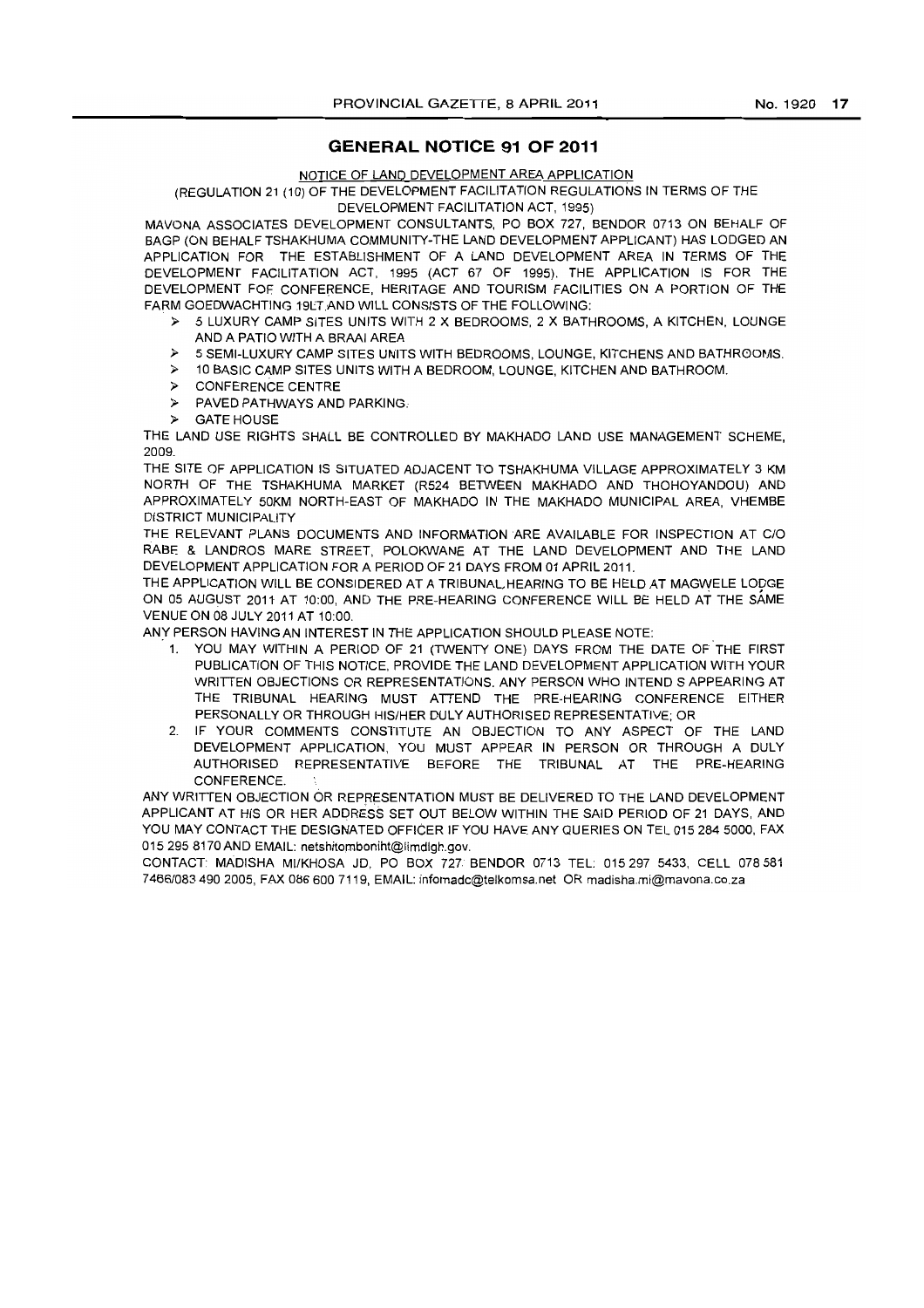## GENERAL NOTICE 91 OF 2011

NOTICE OF LAND DEVELOPMENT AREA APPLICATION

(REGULATION 21 (10) OF THE DEVELOPMENT FACILITATION REGULATIONS IN TERMS OF THE DEVELOPMENT FACILITATION ACT, 1995)

MAVONA ASSOCIATES DEVELOPMENT CONSULTANTS, PO BOX 727, BENDOR 0713 ON BEHALF OF BAGP (ON BEHALF TSHAKHUMA COMMUNITY-THE LAND DEVELOPMENT APPLICANT) HAS LODGED AN APPLICATION FOR THE ESTABLISHMENT OF A LAND DEVELOPMENT AREA IN TERMS OF THE DEVELOPMENT FACILITATION ACT, 1995 (ACT 67 OF 1995). THE APPLICATION IS FOR THE DEVELOPMENT FOF CONFERENCE, HERITAGE AND TOURISM FACILITIES ON A PORTION OF THE FARM GOEDWACHTING 19LT AND WILL CONSISTS OF THE FOLLOWING:

- 5 LUXURY CAMP SITES UNITS WITH 2 X BEDROOMS, 2 X BATHROOMS, A KITCHEN, LOUNGE AND A PATIO WITH A BRAAI AREA
- 5 SEMI-LUXURY CAMP SITES UNITS WITH BEDROOMS, LOUNGE, KITCHENS AND BATHROOMS.
- 10 BASIC CAMP SITES UNITS WITH A BEDROOM, LOUNGE, KITCHEN AND BATHROOM.
- CONFERENCE CENTRE
- PAVED PATHWAYS AND PARKING.
- GATE HOUSE

THE LAND USE RIGHTS SHALL BE CONTROLLED BY MAKHADO LAND USE MANAGEMENT SCHEME, 2009.

THE SITE OF APPLICATION IS SITUATED ADJACENT TO TSHAKHUMA VILLAGE APPROXIMATELY 3 KM NORTH OF THE TSHAKHUMA MARKET (R524 BETWEEN MAKHADO AND THOHOYANDOU) AND APPROXIMATELY 50KM NORTH-EAST OF MAKHADO IN THE MAKHADO MUNICIPAL AREA, VHEMBE DISTRICT MUNICIPALITY

THE RELEVANT PLANS DOCUMENTS AND INFORMATION ARE AVAILABLE FOR INSPECTION AT C/O RABE & LANDROS MARE STREET, POLOKWANE AT THE LAND DEVELOPMENT AND THE LAND DEVELOPMENT APPLICATION FOR A PERIOD OF 21 DAYS FROM 01 APRIL 2011.

THE APPLICATION WILL BE CONSIDERED AT A TRIBUNAL HEARING TO BE HELD AT MAGWELE LODGE ON 05 AUGUST 2011 AT 10:00, AND THE PRE-HEARING CONFERENCE WILL BE HELD AT THE SAME VENUE ON 08 JULY 2011 AT 10:00.

ANY PERSON HAVING AN INTEREST IN THE APPLICATION SHOULD PLEASE NOTE:

1. YOU MAY WITHIN A PERIOD OF 21 (TWENTY ONE) DAYS FROM THE DATE OF THE FIRST PUBLICATION OF THIS NOTICE, PROVIDE THE LAND DEVELOPMENT APPLICATION WITH YOUR WRITTEN OBJECTIONS OR REPRESENTATIONS. ANY PERSON WHO INTEND S APPEARING AT THE TRIBUNAL HEARING MUST ATTEND THE PRE-HEARING CONFERENCE EITHER PERSONALLY OR THROUGH HIS/HER DULY AUTHORISED REPRESENTATIVE; OR
2. IF YOUR COMMENTS CONSTITUTE AN OBJECTION TO ANY ASPECT OF THE LAND DEVELOPMENT APPLICATION, YOU MUST APPEAR IN PERSON OR THROUGH A DULY AUTHORISED REPRESENTATIVE BEFORE THE TRIBUNAL AT THE PRE-HEARING CONFERENCE.

ANY WRITTEN OBJECTION OR REPRESENTATION MUST BE DELIVERED TO THE LAND DEVELOPMENT APPLICANT AT HIS OR HER ADDRESS SET OUT BELOW WITHIN THE SAID PERIOD OF 21 DAYS, AND YOU MAY CONTACT THE DESIGNATED OFFICER IF YOU HAVE ANY QUERIES ON TEL 015 284 5000, FAX 015 295 8170 AND EMAIL: netshitomboniht@limdlgh.gov.

CONTACT: MADISHA MI/KHOSA JD, PO BOX 727 BENDOR 0713 TEL: 015 297 5433, CELL 078 581 7466/083 490 2005, FAX 086 600 7119, EMAIL: infomadc@telkomsa.net OR madisha.mi@mavona.co.za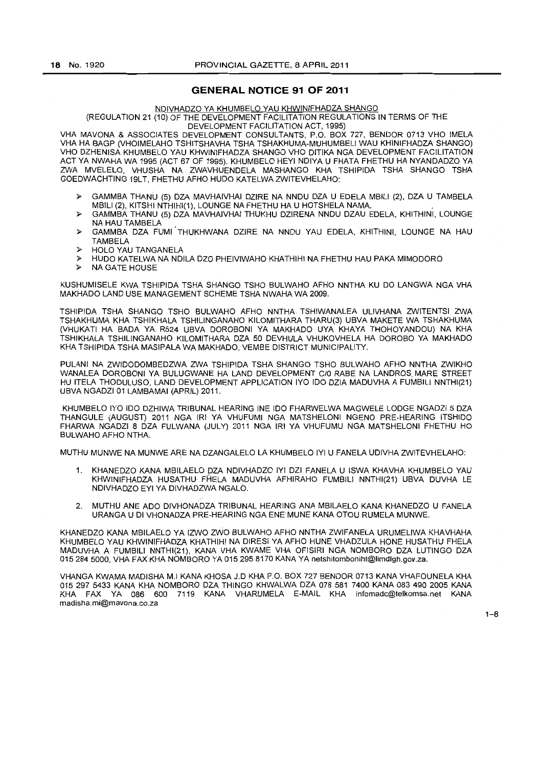## GENERAL NOTICE 91 OF 2011

NDIVHADZO YA KHUMBELO YAU KHWINIFHADZA SHANGO

(REGULATION 21 (10) OF THE DEVELOPMENT FACILITATION REGULATIONS IN TERMS OF THE DEVELOPMENT FACILITATION ACT, 1995)

VHA MAVONA & ASSOCIATES DEVELOPMENT CONSULTANTS, P.O. BOX 727, BENDOR 0713 VHO IMELA VHA HA BAGP (VHOIMELAHO TSHITSHAVHA TSHA TSHAKHUMA-MUHUMBELI WAU KHINIFHADZA SHANGO) VHO DZHENISA KHUMBELO YAU KHWINIFHADZA SHANGO VHO DITIKA NGA DEVELOPMENT FACILITATION ACT YA NWAHA WA 1995 (ACT 67 OF 1995). KHUMBELO HEYI NDIYA U FHATA FHETHU HA NYANDADZO YA ZWA MVELELO, VHUSHA NA ZWAVHUENDELA MASHANGO KHA TSHIPIDA TSHA SHANGO TSHA GOEDWACHTING 19LT, FHETHU AFHO HUDO KATELWA ZWITEVHELAHO:

- GAMMBA THANU (5) DZA MAVHAIVHAI DZIRE NA NNDU DZA U EDELA MBILI (2), DZA U TAMBELA MBILI (2), KITSHI NTHIHI(1), LOUNGE NA FHETHU HA U HOTSHELA NAMA.
- GAMMBA THANU (5) DZA MAVHAIVHAI THUKHU DZIRENA NNDU DZAU EDELA, KHITHINI, LOUNGE NA HAU TAMBELA
- GAMMBA DZA FUMI THUKHWANA DZIRE NA NNDU YAU EDELA, KHITHINI, LOUNGE NA HAU TAMBELA
- HOLO YAU TANGANELA
- HUDO KATELWA NA NDILA DZO PHEIVIWAHO KHATHIHI NA FHETHU HAU PAKA MIMODORO
- NA GATE HOUSE

KUSHUMISELE KWA TSHIPIDA TSHA SHANGO TSHO BULWAHO AFHO NNTHA KU DO LANGWA NGA VHA MAKHADO LAND USE MANAGEMENT SCHEME TSHA NWAHA WA 2009.

TSHIPIDA TSHA SHANGO TSHO BULWAHO AFHO NNTHA TSHIWANALEA ULIVHANA ZWITENTSI ZWA TSHAKHUMA KHA TSHIKHALA TSHILINGANAHO KILOMITHARA THARU(3) UBVA MAKETE WA TSHAKHUMA (VHUKATI HA BADA YA R524 UBVA DOROBONI YA MAKHADO UYA KHAYA THOHOYANDOU) NA KHA TSHIKHALA TSHILINGANAHO KILOMITHARA DZA 50 DEVHULA VHUKOVHELA HA DOROBO YA MAKHADO KHA TSHIPIDA TSHA MASIPALA WA MAKHADO, VEMBE DISTRICT MUNICIPALITY.

PULANI NA ZWIDODOMBEDZWA ZWA TSHIPIDA TSHA SHANGO TSHO BULWAHO AFHO NNTHA ZWIKHO WANALEA DOROBONI YA BULUGWANE HA LAND DEVELOPMENT C/0 RABE NA LANDROS MARE STREET HU ITELA THODULUSO, LAND DEVELOPMENT APPLICATION IYO IDO DZIA MADUVHA A FUMBILI NNTHI(21) UBVA NGADZI 01 LAMBAMAI (APRIL) 2011.

KHUMBELO IYO IDO DZHIWA TRIBUNAL HEARING INE IDO FHARWELWA MAGWELE LODGE NGADZI 5 DZA THANGULE (AUGUST) 2011 NGA IRI YA VHUFUMI NGA MATSHELONI NGENO PRE-HEARING ITSHIDO FHARWA NGADZI 8 DZA FULWANA (JULY) 2011 NGA IRI YA VHUFUMU NGA MATSHELONI FHETHU HO BULWAHO AFHO NTHA.

MUTHU MUNWE NA MUNWE ARE NA DZANGALELO LA KHUMBELO IYI U FANELA UDIVHA ZWITEVHELAHO:

1. KHANEDZO KANA MBILAELO DZA NDIVHADZO IYI DZI FANELA U ISWA KHAVHA KHUMBELO YAU KHWINIFHADZA HUSATHU FHELA MADUVHA AFHIRAHO FUMBILI NNTHI(21) UBVA DUVHA LE NDIVHADZO EYI YA DIVHADZWA NGALO.
2. MUTHU ANE ADO DIVHONADZA TRIBUNAL HEARING ANA MBILAELO KANA KHANEDZO U FANELA URANGA U DI VHONADZA PRE-HEARING NGA ENE MUNE KANA OTOU RUMELA MUNWE.

KHANEDZO KANA MBILAELO YA IZWO ZWO BULWAHO AFHO NNTHA ZWIFANELA URUMELIWA KHAVHAHA KHUMBELO YAU KHWINIFHADZA KHATHIHI NA DIRESI YA AFHO HUNE VHADZULA HONE HUSATHU FHELA MADUVHA A FUMBILI NNTHI(21), KANA VHA KWAME VHA OFISIRI NGA NOMBORO DZA LUTINGO DZA 015 284 5000, VHA FAX KHA NOMBORO YA 015 295 8170 KANA YA netshitomboniht@limdlgh.gov.za.

VHANGA KWAMA MADISHA M.I KANA KHOSA J.D KHA P.O. BOX 727 BENDOR 0713 KANA VHAFOUNELA KHA 015 297 5433 KANA KHA NOMBORO DZA THINGO KHWALWA DZA 078 581 7400 KANA 083 490 2005 KANA KHA FAX YA 086 600 7119 KANA VHARUMELA E-MAIL KHA infomadc@telkomsa.net KANA madisha.mi@mavona.co.za

1–8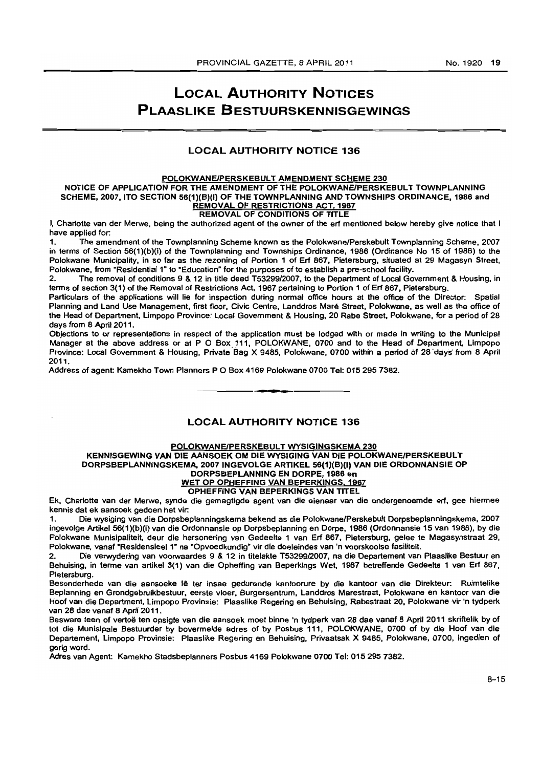# LOCAL AUTHORITY NOTICES
# PLAASLIKE BESTUURSKENNISGEWINGS

## LOCAL AUTHORITY NOTICE 136

**POLOKWANE/PERSKEBULT AMENDMENT SCHEME 230**

**NOTICE OF APPLICATION FOR THE AMENDMENT OF THE POLOKWANE/PERSKEBULT TOWNPLANNING SCHEME, 2007, ITO SECTION 56(1)(B)(I) OF THE TOWNPLANNING AND TOWNSHIPS ORDINANCE, 1986 and REMOVAL OF RESTRICTIONS ACT, 1967**

**REMOVAL OF CONDITIONS OF TITLE**

I, Charlotte van der Merwe, being the authorized agent of the owner of the erf mentioned below hereby give notice that I have applied for:

1. The amendment of the Townplanning Scheme known as the Polokwane/Perskebult Townplanning Scheme, 2007 in terms of Section 56(1)(b)(i) of the Townplanning and Townships Ordinance, 1986 (Ordinance No 15 of 1986) to the Polokwane Municipality, in so far as the rezoning of Portion 1 of Erf 867, Pietersburg, situated at 29 Magasyn Street, Polokwane, from "Residential 1" to "Education" for the purposes of to establish a pre-school facility.
2. The removal of conditions 9 & 12 in title deed T53299/2007, to the Department of Local Government & Housing, in terms of section 3(1) of the Removal of Restrictions Act, 1967 pertaining to Portion 1 of Erf 867, Pietersburg.

Particulars of the applications will lie for inspection during normal office hours at the office of the Director: Spatial Planning and Land Use Management, first floor, Civic Centre, Landdros Maré Street, Polokwane, as well as the office of the Head of Department, Limpopo Province: Local Government & Housing, 20 Rabe Street, Polokwane, for a period of 28 days from 8 April 2011.

Objections to or representations in respect of the application must be lodged with or made in writing to the Municipal Manager at the above address or at P O Box 111, POLOKWANE, 0700 and to the Head of Department, Limpopo Province: Local Government & Housing, Private Bag X 9485, Polokwane, 0700 within a period of 28 days from 8 April 2011.

Address of agent: Kamekho Town Planners P O Box 4169 Polokwane 0700 Tel: 015 295 7382.

---

## LOCAL AUTHORITY NOTICE 136

**POLOKWANE/PERSKEBULT WYSIGINGSKEMA 230**

**KENNISGEWING VAN DIE AANSOEK OM DIE WYSIGING VAN DIE POLOKWANE/PERSKEBULT DORPSBEPLANNINGSKEMA, 2007 INGEVOLGE ARTIKEL 56(1)(B)(I) VAN DIE ORDONNANSIE OP DORPSBEPLANNING EN DORPE, 1986 en WET OP OPHEFFING VAN BEPERKINGS, 1967**

**OPHEFFING VAN BEPERKINGS VAN TITEL**

Ek, Charlotte van der Merwe, synde die gemagtigde agent van die eienaar van die ondergenoemde erf, gee hiermee kennis dat ek aansoek gedoen het vir:

1. Die wysiging van die Dorpsbeplanningskema bekend as die Polokwane/Perskebult Dorpsbeplanningskema, 2007 ingevolge Artikel 56(1)(b)(i) van die Ordonnansie op Dorpsbeplanning en Dorpe, 1986 (Ordonnansie 15 van 1986), by die Polokwane Munisipaliteit, deur die hersonering van Gedeelte 1 van Erf 867, Pietersburg, gelee te Magasynstraat 29, Polokwane, vanaf "Residensieel 1" na "Opvoedkundig" vir die doeleindes van 'n voorskoolse fasiliteit.
2. Die verwydering van voorwaardes 9 & 12 in titelakte T53299/2007, na die Departement van Plaaslike Bestuur en Behuising, in terme van artikel 3(1) van die Opheffing van Beperkings Wet, 1967 betreffende Gedeelte 1 van Erf 867, Pietersburg.

Besonderhede van die aansoeke lê ter insae gedurende kantoorure by die kantoor van die Direkteur: Ruimtelike Beplanning en Grondgebruikbestuur, eerste vloer, Burgersentrum, Landdros Marestraat, Polokwane en kantoor van die Hoof van die Department, Limpopo Provinsie: Plaaslike Regering en Behuising, Rabestraat 20, Polokwane vir 'n tydperk van 28 dae vanaf 8 April 2011.

Besware teen of vertoë ten opsigte van die aansoek moet binne 'n tydperk van 28 dae vanaf 8 April 2011 skriftelik by of tot die Munisipale Bestuurder by bovermelde adres of by Posbus 111, POLOKWANE, 0700 of by die Hoof van die Departement, Limpopo Provinsie: Plaaslike Regering en Behuising, Privaatsak X 9485, Polokwane, 0700, ingedien of gerig word.

Adres van Agent: Kamekho Stadsbeplanners Posbus 4169 Polokwane 0700 Tel: 015 295 7382.

8–15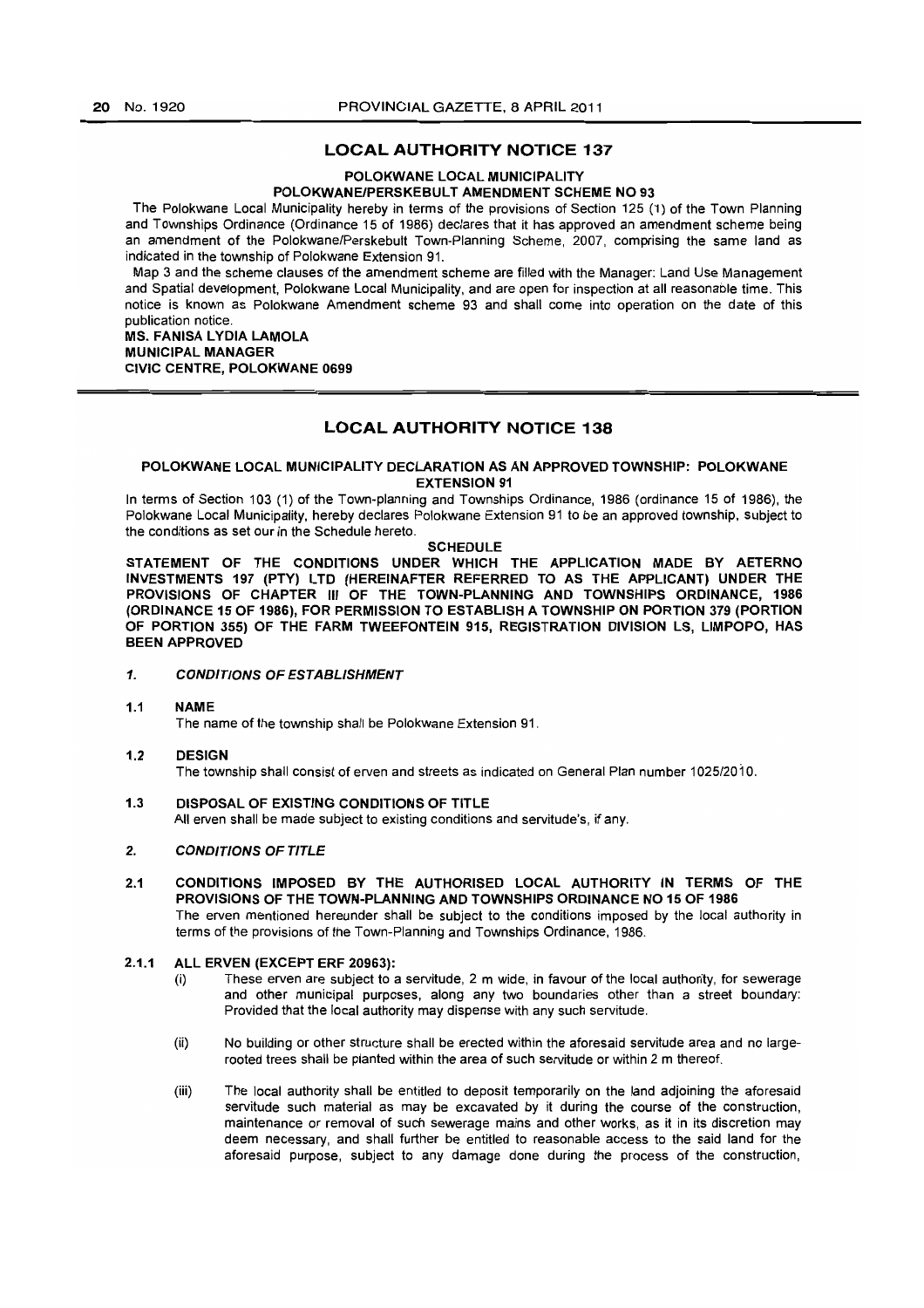## LOCAL AUTHORITY NOTICE 137

**POLOKWANE LOCAL MUNICIPALITY**
**POLOKWANE/PERSKEBULT AMENDMENT SCHEME NO 93**

The Polokwane Local Municipality hereby in terms of the provisions of Section 125 (1) of the Town Planning and Townships Ordinance (Ordinance 15 of 1986) declares that it has approved an amendment scheme being an amendment of the Polokwane/Perskebult Town-Planning Scheme, 2007, comprising the same land as indicated in the township of Polokwane Extension 91.

Map 3 and the scheme clauses of the amendment scheme are filled with the Manager: Land Use Management and Spatial development, Polokwane Local Municipality, and are open for inspection at all reasonable time. This notice is known as Polokwane Amendment scheme 93 and shall come into operation on the date of this publication notice.

**MS. FANISA LYDIA LAMOLA**
**MUNICIPAL MANAGER**
**CIVIC CENTRE, POLOKWANE 0699**

## LOCAL AUTHORITY NOTICE 138

**POLOKWANE LOCAL MUNICIPALITY DECLARATION AS AN APPROVED TOWNSHIP: POLOKWANE EXTENSION 91**

In terms of Section 103 (1) of the Town-planning and Townships Ordinance, 1986 (ordinance 15 of 1986), the Polokwane Local Municipality, hereby declares Polokwane Extension 91 to be an approved township, subject to the conditions as set our in the Schedule hereto.

**SCHEDULE**

**STATEMENT OF THE CONDITIONS UNDER WHICH THE APPLICATION MADE BY AETERNO INVESTMENTS 197 (PTY) LTD (HEREINAFTER REFERRED TO AS THE APPLICANT) UNDER THE PROVISIONS OF CHAPTER III OF THE TOWN-PLANNING AND TOWNSHIPS ORDINANCE, 1986 (ORDINANCE 15 OF 1986), FOR PERMISSION TO ESTABLISH A TOWNSHIP ON PORTION 379 (PORTION OF PORTION 355) OF THE FARM TWEEFONTEIN 915, REGISTRATION DIVISION LS, LIMPOPO, HAS BEEN APPROVED**

**1. *CONDITIONS OF ESTABLISHMENT***

**1.1 NAME**

The name of the township shall be Polokwane Extension 91.

**1.2 DESIGN**

The township shall consist of erven and streets as indicated on General Plan number 1025/2010.

**1.3 DISPOSAL OF EXISTING CONDITIONS OF TITLE**

All erven shall be made subject to existing conditions and servitude's, if any.

**2. *CONDITIONS OF TITLE***

**2.1 CONDITIONS IMPOSED BY THE AUTHORISED LOCAL AUTHORITY IN TERMS OF THE PROVISIONS OF THE TOWN-PLANNING AND TOWNSHIPS ORDINANCE NO 15 OF 1986**

The erven mentioned hereunder shall be subject to the conditions imposed by the local authority in terms of the provisions of the Town-Planning and Townships Ordinance, 1986.

**2.1.1 ALL ERVEN (EXCEPT ERF 20963):**

(i) These erven are subject to a servitude, 2 m wide, in favour of the local authority, for sewerage and other municipal purposes, along any two boundaries other than a street boundary: Provided that the local authority may dispense with any such servitude.

(ii) No building or other structure shall be erected within the aforesaid servitude area and no large-rooted trees shall be planted within the area of such servitude or within 2 m thereof.

(iii) The local authority shall be entitled to deposit temporarily on the land adjoining the aforesaid servitude such material as may be excavated by it during the course of the construction, maintenance or removal of such sewerage mains and other works, as it in its discretion may deem necessary, and shall further be entitled to reasonable access to the said land for the aforesaid purpose, subject to any damage done during the process of the construction,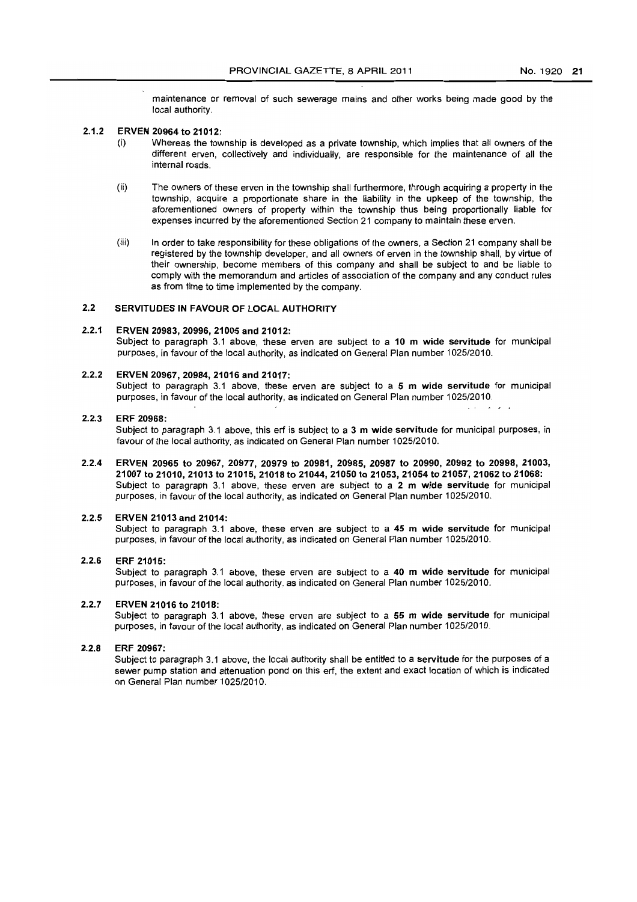maintenance or removal of such sewerage mains and other works being made good by the local authority.

#### 2.1.2 ERVEN 20964 to 21012:

(i) Whereas the township is developed as a private township, which implies that all owners of the different erven, collectively and individually, are responsible for the maintenance of all the internal roads.

(ii) The owners of these erven in the township shall furthermore, through acquiring a property in the township, acquire a proportionate share in the liability in the upkeep of the township, the aforementioned owners of property within the township thus being proportionally liable for expenses incurred by the aforementioned Section 21 company to maintain these erven.

(iii) In order to take responsibility for these obligations of the owners, a Section 21 company shall be registered by the township developer, and all owners of erven in the township shall, by virtue of their ownership, become members of this company and shall be subject to and be liable to comply with the memorandum and articles of association of the company and any conduct rules as from time to time implemented by the company.

### 2.2 SERVITUDES IN FAVOUR OF LOCAL AUTHORITY

#### 2.2.1 ERVEN 20983, 20996, 21005 and 21012:

Subject to paragraph 3.1 above, these erven are subject to a **10 m wide servitude** for municipal purposes, in favour of the local authority, as indicated on General Plan number 1025/2010.

#### 2.2.2 ERVEN 20967, 20984, 21016 and 21017:

Subject to paragraph 3.1 above, these erven are subject to a **5 m wide servitude** for municipal purposes, in favour of the local authority, as indicated on General Plan number 1025/2010.

#### 2.2.3 ERF 20968:

Subject to paragraph 3.1 above, this erf is subject to a **3 m wide servitude** for municipal purposes, in favour of the local authority, as indicated on General Plan number 1025/2010.

#### 2.2.4 ERVEN 20965 to 20967, 20977, 20979 to 20981, 20985, 20987 to 20990, 20992 to 20998, 21003, 21007 to 21010, 21013 to 21015, 21018 to 21044, 21050 to 21053, 21054 to 21057, 21062 to 21068:

Subject to paragraph 3.1 above, these erven are subject to a **2 m wide servitude** for municipal purposes, in favour of the local authority, as indicated on General Plan number 1025/2010.

#### 2.2.5 ERVEN 21013 and 21014:

Subject to paragraph 3.1 above, these erven are subject to a **45 m wide servitude** for municipal purposes, in favour of the local authority, as indicated on General Plan number 1025/2010.

#### 2.2.6 ERF 21015:

Subject to paragraph 3.1 above, these erven are subject to a **40 m wide servitude** for municipal purposes, in favour of the local authority, as indicated on General Plan number 1025/2010.

#### 2.2.7 ERVEN 21016 to 21018:

Subject to paragraph 3.1 above, these erven are subject to a **55 m wide servitude** for municipal purposes, in favour of the local authority, as indicated on General Plan number 1025/2010.

#### 2.2.8 ERF 20967:

Subject to paragraph 3.1 above, the local authority shall be entitled to a **servitude** for the purposes of a sewer pump station and attenuation pond on this erf, the extent and exact location of which is indicated on General Plan number 1025/2010.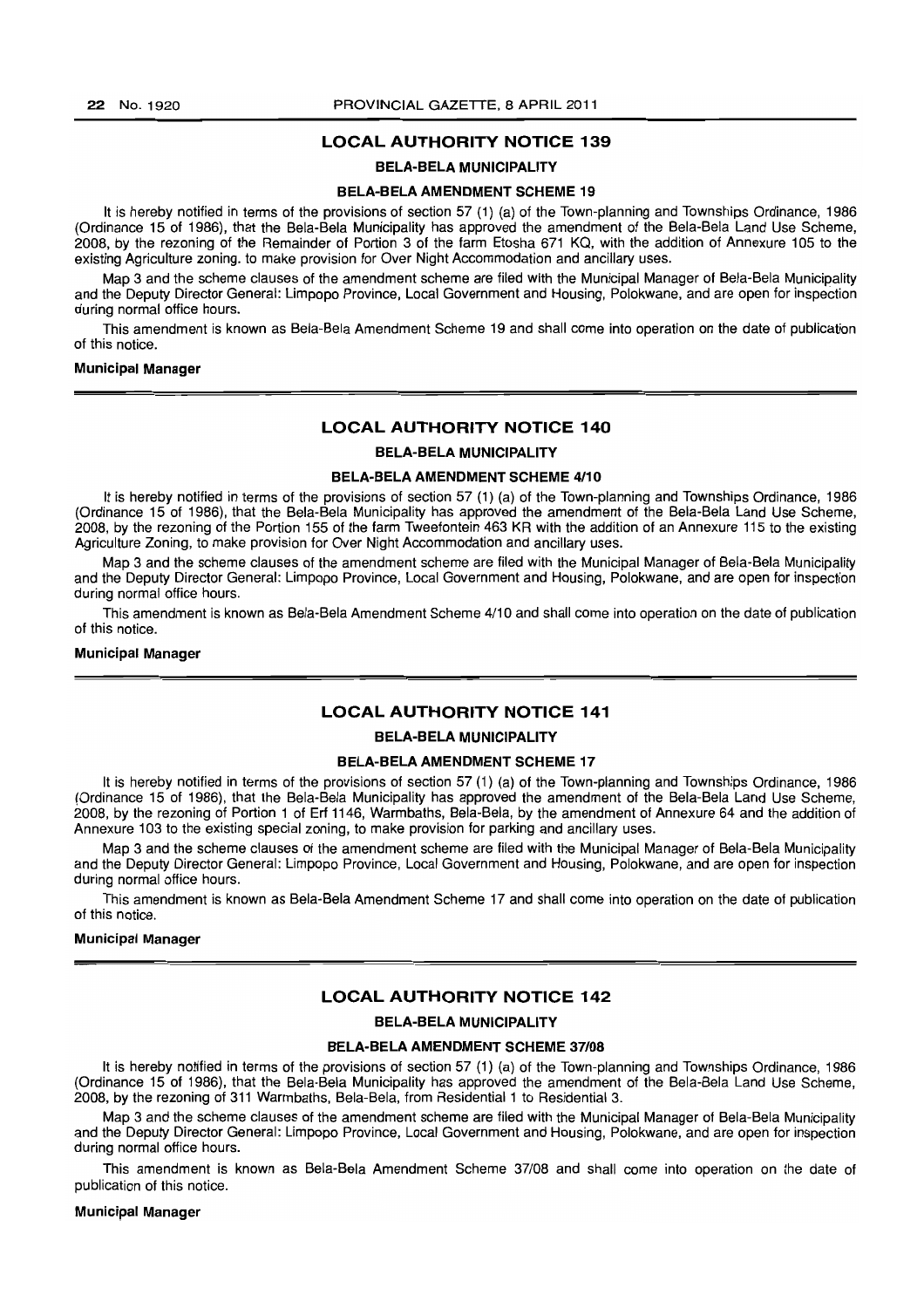## LOCAL AUTHORITY NOTICE 139

### BELA-BELA MUNICIPALITY

### BELA-BELA AMENDMENT SCHEME 19

It is hereby notified in terms of the provisions of section 57 (1) (a) of the Town-planning and Townships Ordinance, 1986 (Ordinance 15 of 1986), that the Bela-Bela Municipality has approved the amendment of the Bela-Bela Land Use Scheme, 2008, by the rezoning of the Remainder of Portion 3 of the farm Etosha 671 KQ, with the addition of Annexure 105 to the existing Agriculture zoning. to make provision for Over Night Accommodation and ancillary uses.

Map 3 and the scheme clauses of the amendment scheme are filed with the Municipal Manager of Bela-Bela Municipality and the Deputy Director General: Limpopo Province, Local Government and Housing, Polokwane, and are open for inspection during normal office hours.

This amendment is known as Bela-Bela Amendment Scheme 19 and shall come into operation on the date of publication of this notice.

**Municipal Manager**

## LOCAL AUTHORITY NOTICE 140

### BELA-BELA MUNICIPALITY

### BELA-BELA AMENDMENT SCHEME 4/10

It is hereby notified in terms of the provisions of section 57 (1) (a) of the Town-planning and Townships Ordinance, 1986 (Ordinance 15 of 1986), that the Bela-Bela Municipality has approved the amendment of the Bela-Bela Land Use Scheme, 2008, by the rezoning of the Portion 155 of the farm Tweefontein 463 KR with the addition of an Annexure 115 to the existing Agriculture Zoning, to make provision for Over Night Accommodation and ancillary uses.

Map 3 and the scheme clauses of the amendment scheme are filed with the Municipal Manager of Bela-Bela Municipality and the Deputy Director General: Limpopo Province, Local Government and Housing, Polokwane, and are open for inspection during normal office hours.

This amendment is known as Bela-Bela Amendment Scheme 4/10 and shall come into operation on the date of publication of this notice.

**Municipal Manager**

## LOCAL AUTHORITY NOTICE 141

### BELA-BELA MUNICIPALITY

### BELA-BELA AMENDMENT SCHEME 17

It is hereby notified in terms of the provisions of section 57 (1) (a) of the Town-planning and Townships Ordinance, 1986 (Ordinance 15 of 1986), that the Bela-Bela Municipality has approved the amendment of the Bela-Bela Land Use Scheme, 2008, by the rezoning of Portion 1 of Erf 1146, Warmbaths, Bela-Bela, by the amendment of Annexure 64 and the addition of Annexure 103 to the existing special zoning, to make provision for parking and ancillary uses.

Map 3 and the scheme clauses of the amendment scheme are filed with the Municipal Manager of Bela-Bela Municipality and the Deputy Director General: Limpopo Province, Local Government and Housing, Polokwane, and are open for inspection during normal office hours.

This amendment is known as Bela-Bela Amendment Scheme 17 and shall come into operation on the date of publication of this notice.

**Municipal Manager**

## LOCAL AUTHORITY NOTICE 142

### BELA-BELA MUNICIPALITY

### BELA-BELA AMENDMENT SCHEME 37/08

It is hereby notified in terms of the provisions of section 57 (1) (a) of the Town-planning and Townships Ordinance, 1986 (Ordinance 15 of 1986), that the Bela-Bela Municipality has approved the amendment of the Bela-Bela Land Use Scheme, 2008, by the rezoning of 311 Warmbaths, Bela-Bela, from Residential 1 to Residential 3.

Map 3 and the scheme clauses of the amendment scheme are filed with the Municipal Manager of Bela-Bela Municipality and the Deputy Director General: Limpopo Province, Local Government and Housing, Polokwane, and are open for inspection during normal office hours.

This amendment is known as Bela-Bela Amendment Scheme 37/08 and shall come into operation on the date of publication of this notice.

**Municipal Manager**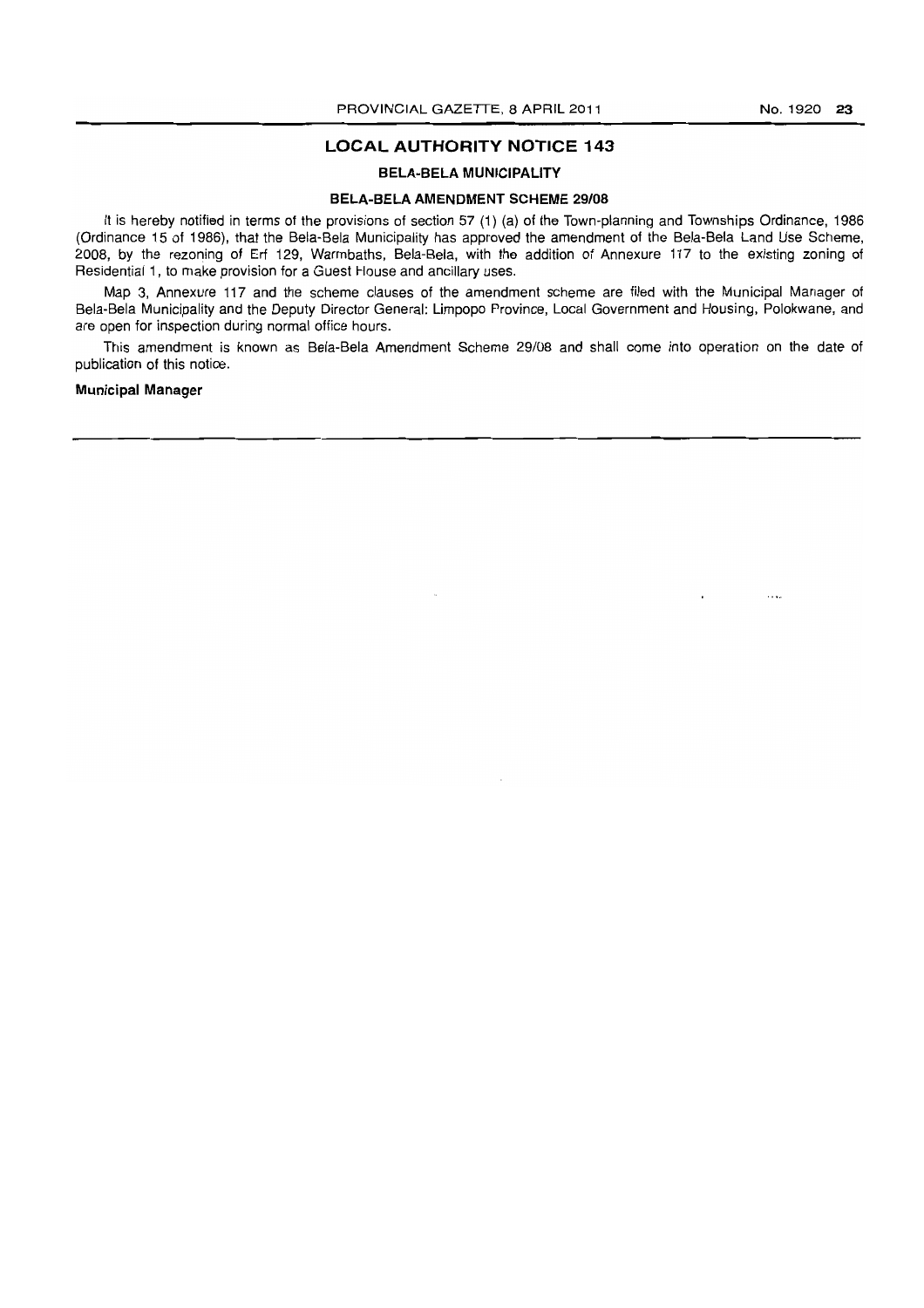## LOCAL AUTHORITY NOTICE 143

### BELA-BELA MUNICIPALITY

### BELA-BELA AMENDMENT SCHEME 29/08

It is hereby notified in terms of the provisions of section 57 (1) (a) of the Town-planning and Townships Ordinance, 1986 (Ordinance 15 of 1986), that the Bela-Bela Municipality has approved the amendment of the Bela-Bela Land Use Scheme, 2008, by the rezoning of Erf 129, Warmbaths, Bela-Bela, with the addition of Annexure 117 to the existing zoning of Residential 1, to make provision for a Guest House and ancillary uses.

Map 3, Annexure 117 and the scheme clauses of the amendment scheme are filed with the Municipal Manager of Bela-Bela Municipality and the Deputy Director General: Limpopo Province, Local Government and Housing, Polokwane, and are open for inspection during normal office hours.

This amendment is known as Bela-Bela Amendment Scheme 29/08 and shall come into operation on the date of publication of this notice.

**Municipal Manager**